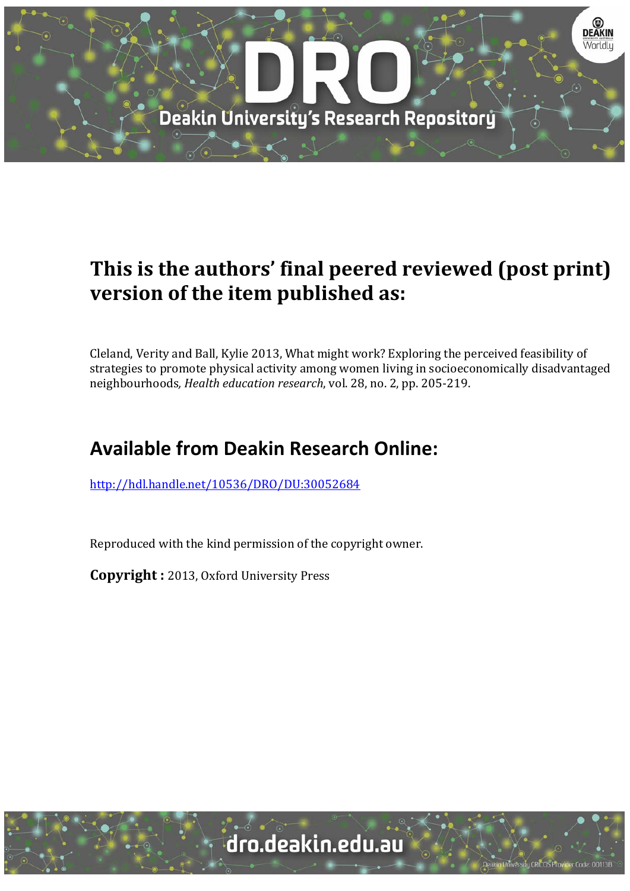# This is the authors' final peered reviewed (post print) version of the item published as:

Cleland, Verity and Ball, Kylie 2013, What might work? Exploring the perceived feasibility of strategies to promote physical activity among women living in socioeconomically disadvantaged neighbourhoods*, Health education research*, vol. 28, no. 2, pp. 205-219.

## Available from Deakin Research Online:

http://hdl.handle.net/10536/DRO/DU:30052684

Reproduced with the kind permission of the copyright owner.

**Copyright :** 2013, Oxford University Press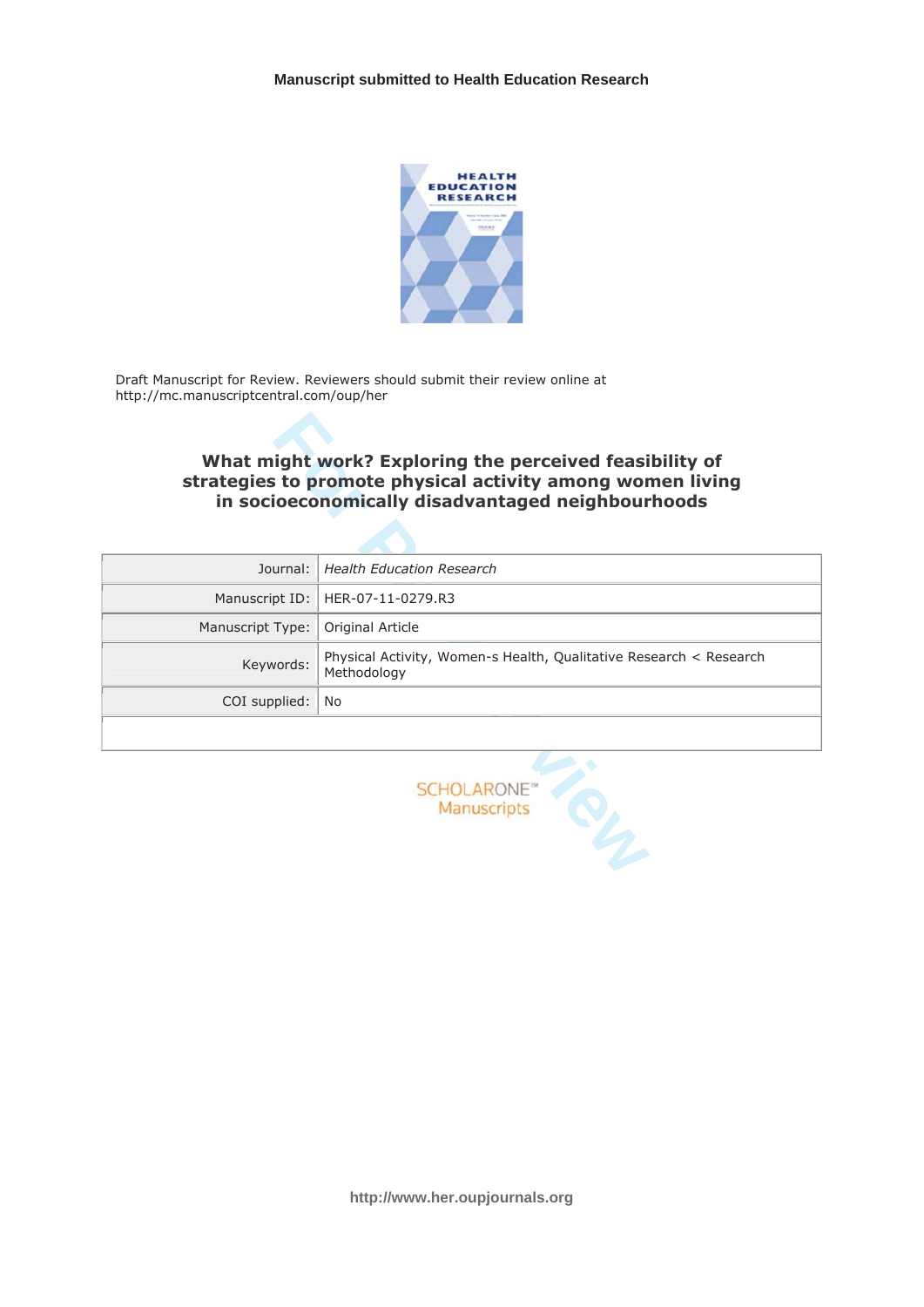Draft Manuscript for Review. Reviewers should submit their review online at http://mc.manuscriptcentral.com/oup/her

# What might work? Exploring the perceived feasibility of strategies to promote physical activity among women living in socioeconomically disadvantaged neighbourhoods

| | |
|---|---|
| Journal: | *Health Education Research* |
| Manuscript ID: | HER-07-11-0279.R3 |
| Manuscript Type: | Original Article |
| Keywords: | Physical Activity, Women-s Health, Qualitative Research < Research Methodology |
| COI supplied: | No |

SCHOLARONE™ Manuscripts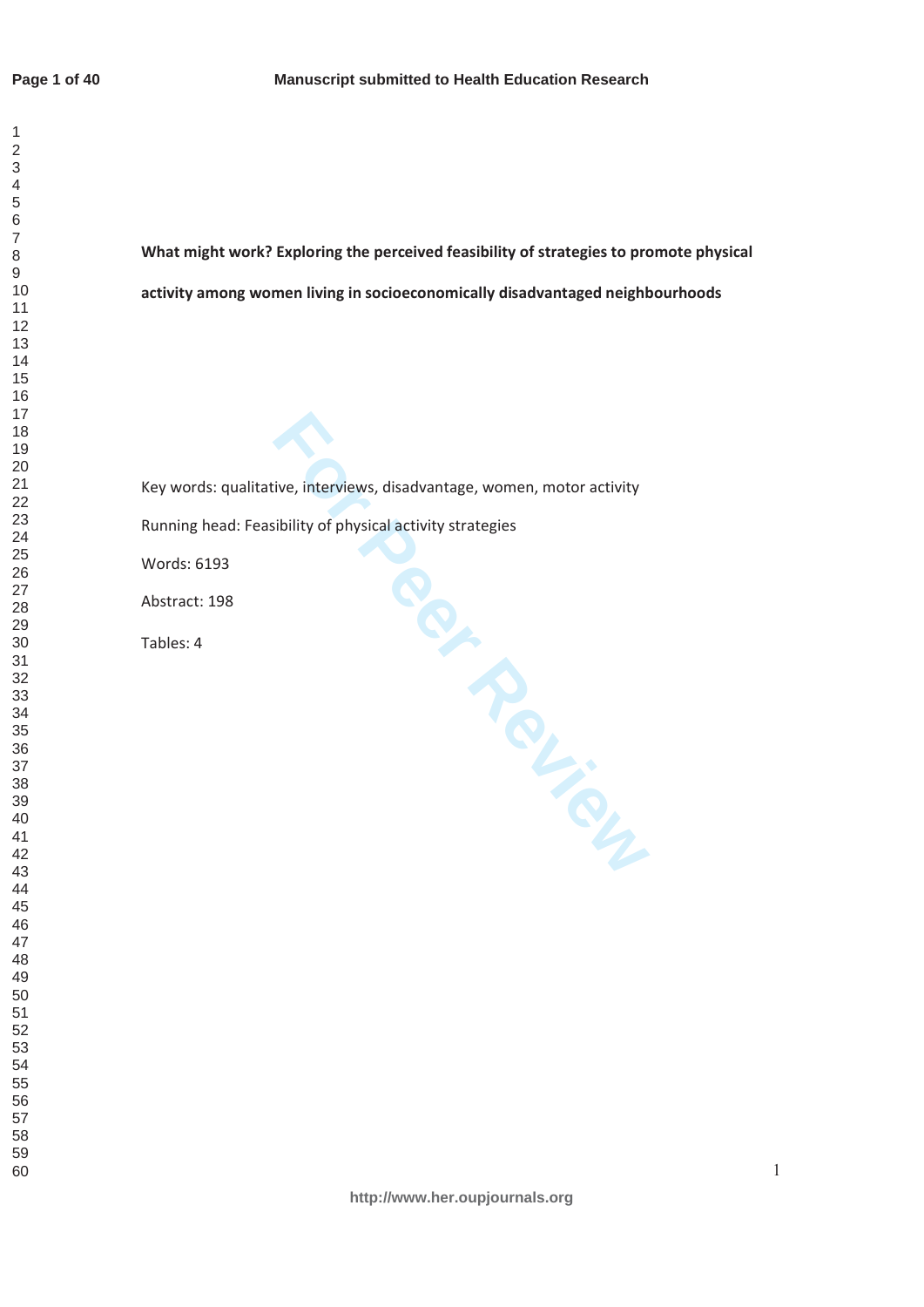**What might work? Exploring the perceived feasibility of strategies to promote physical activity among women living in socioeconomically disadvantaged neighbourhoods**

Key words: qualitative, interviews, disadvantage, women, motor activity

Running head: Feasibility of physical activity strategies

Words: 6193

Abstract: 198

Tables: 4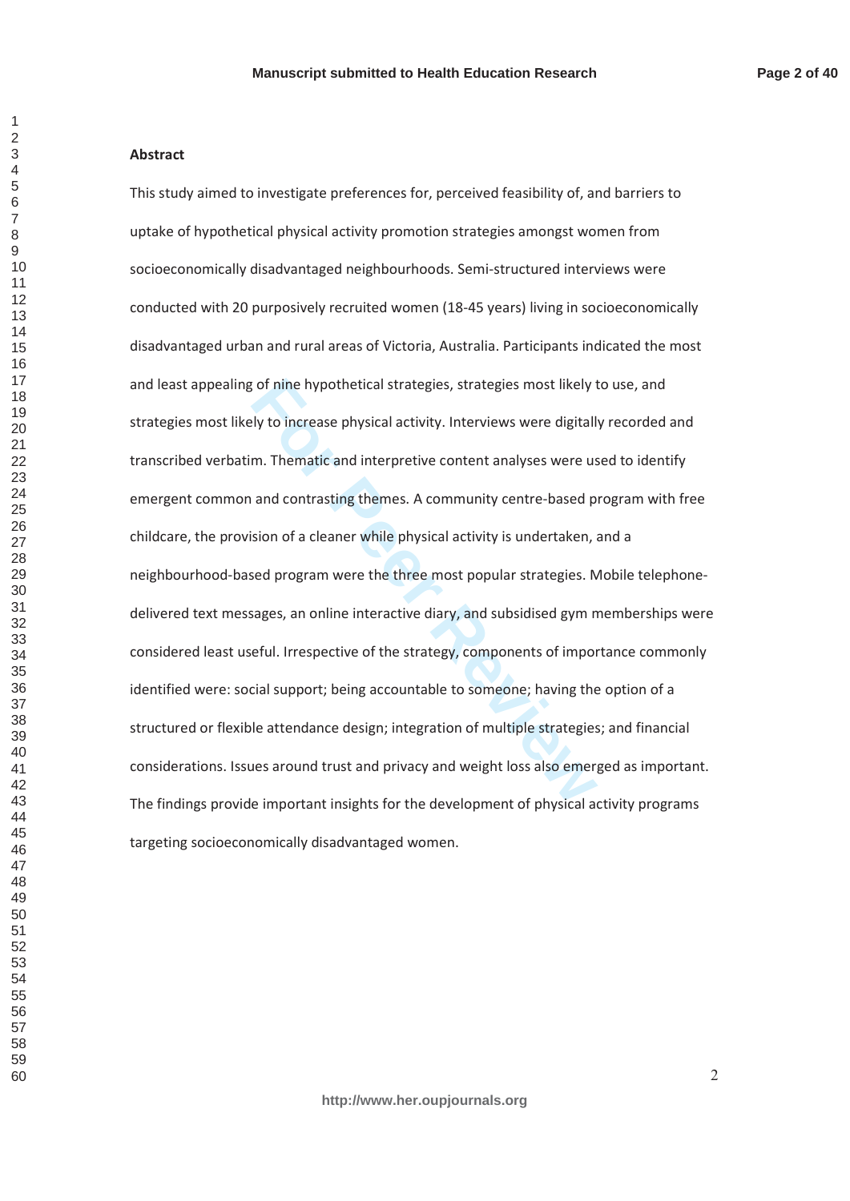## Abstract

This study aimed to investigate preferences for, perceived feasibility of, and barriers to uptake of hypothetical physical activity promotion strategies amongst women from socioeconomically disadvantaged neighbourhoods. Semi-structured interviews were conducted with 20 purposively recruited women (18-45 years) living in socioeconomically disadvantaged urban and rural areas of Victoria, Australia. Participants indicated the most and least appealing of nine hypothetical strategies, strategies most likely to use, and strategies most likely to increase physical activity. Interviews were digitally recorded and transcribed verbatim. Thematic and interpretive content analyses were used to identify emergent common and contrasting themes. A community centre-based program with free childcare, the provision of a cleaner while physical activity is undertaken, and a neighbourhood-based program were the three most popular strategies. Mobile telephone-delivered text messages, an online interactive diary, and subsidised gym memberships were considered least useful. Irrespective of the strategy, components of importance commonly identified were: social support; being accountable to someone; having the option of a structured or flexible attendance design; integration of multiple strategies; and financial considerations. Issues around trust and privacy and weight loss also emerged as important. The findings provide important insights for the development of physical activity programs targeting socioeconomically disadvantaged women.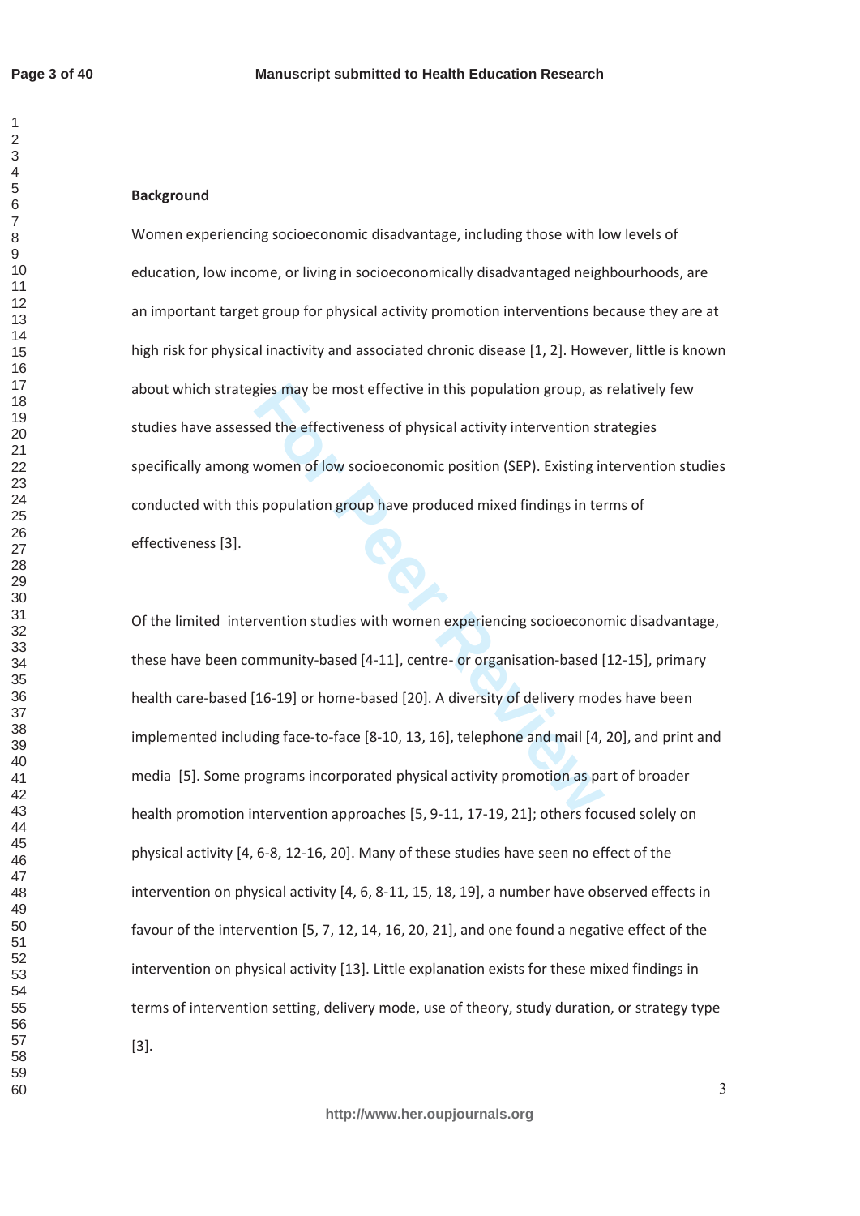## Background

Women experiencing socioeconomic disadvantage, including those with low levels of education, low income, or living in socioeconomically disadvantaged neighbourhoods, are an important target group for physical activity promotion interventions because they are at high risk for physical inactivity and associated chronic disease [1, 2]. However, little is known about which strategies may be most effective in this population group, as relatively few studies have assessed the effectiveness of physical activity intervention strategies specifically among women of low socioeconomic position (SEP). Existing intervention studies conducted with this population group have produced mixed findings in terms of effectiveness [3].

Of the limited intervention studies with women experiencing socioeconomic disadvantage, these have been community-based [4-11], centre- or organisation-based [12-15], primary health care-based [16-19] or home-based [20]. A diversity of delivery modes have been implemented including face-to-face [8-10, 13, 16], telephone and mail [4, 20], and print and media [5]. Some programs incorporated physical activity promotion as part of broader health promotion intervention approaches [5, 9-11, 17-19, 21]; others focused solely on physical activity [4, 6-8, 12-16, 20]. Many of these studies have seen no effect of the intervention on physical activity [4, 6, 8-11, 15, 18, 19], a number have observed effects in favour of the intervention [5, 7, 12, 14, 16, 20, 21], and one found a negative effect of the intervention on physical activity [13]. Little explanation exists for these mixed findings in terms of intervention setting, delivery mode, use of theory, study duration, or strategy type [3].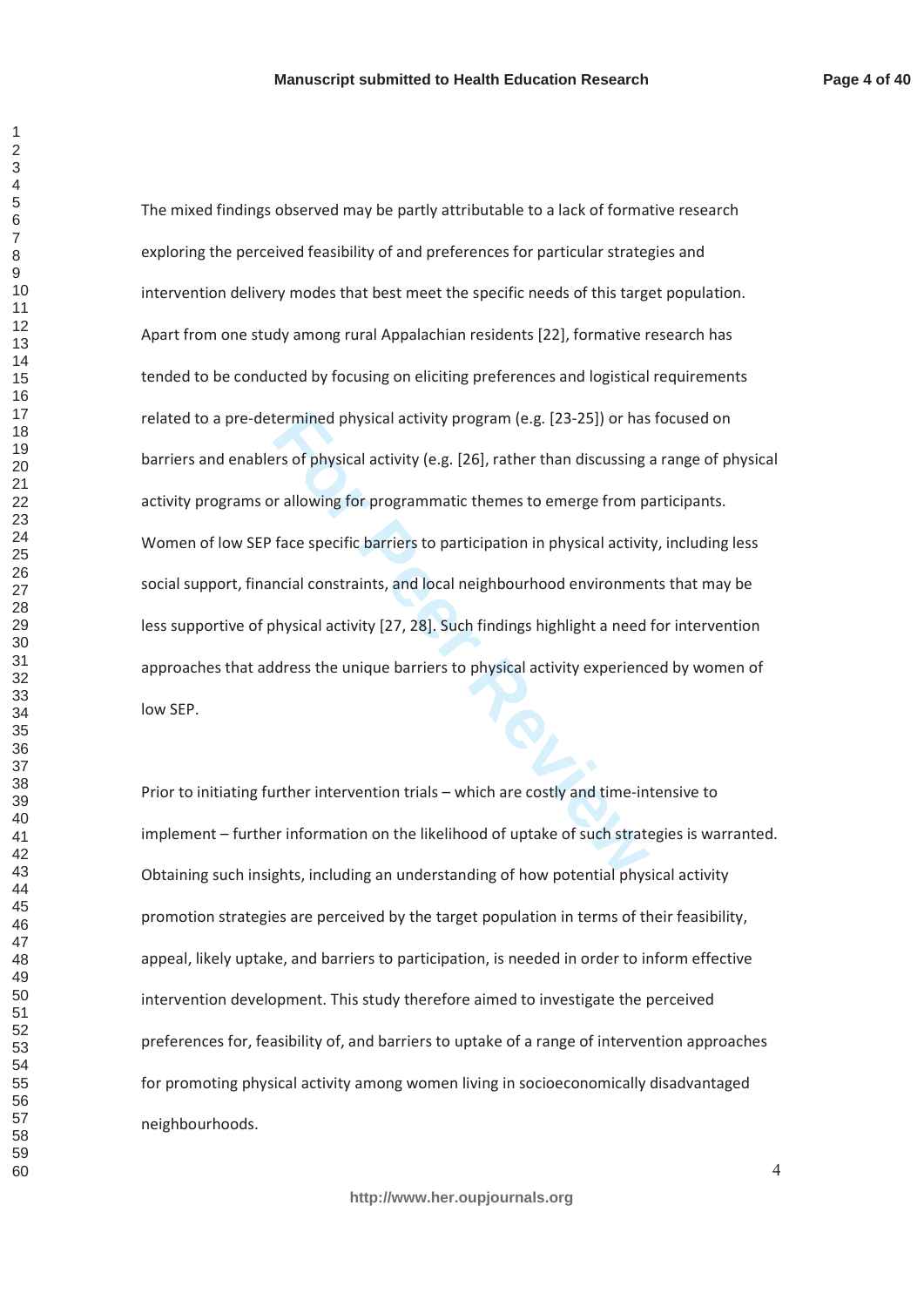The mixed findings observed may be partly attributable to a lack of formative research exploring the perceived feasibility of and preferences for particular strategies and intervention delivery modes that best meet the specific needs of this target population. Apart from one study among rural Appalachian residents [22], formative research has tended to be conducted by focusing on eliciting preferences and logistical requirements related to a pre-determined physical activity program (e.g. [23-25]) or has focused on barriers and enablers of physical activity (e.g. [26], rather than discussing a range of physical activity programs or allowing for programmatic themes to emerge from participants. Women of low SEP face specific barriers to participation in physical activity, including less social support, financial constraints, and local neighbourhood environments that may be less supportive of physical activity [27, 28]. Such findings highlight a need for intervention approaches that address the unique barriers to physical activity experienced by women of low SEP.

Prior to initiating further intervention trials – which are costly and time-intensive to implement – further information on the likelihood of uptake of such strategies is warranted. Obtaining such insights, including an understanding of how potential physical activity promotion strategies are perceived by the target population in terms of their feasibility, appeal, likely uptake, and barriers to participation, is needed in order to inform effective intervention development. This study therefore aimed to investigate the perceived preferences for, feasibility of, and barriers to uptake of a range of intervention approaches for promoting physical activity among women living in socioeconomically disadvantaged neighbourhoods.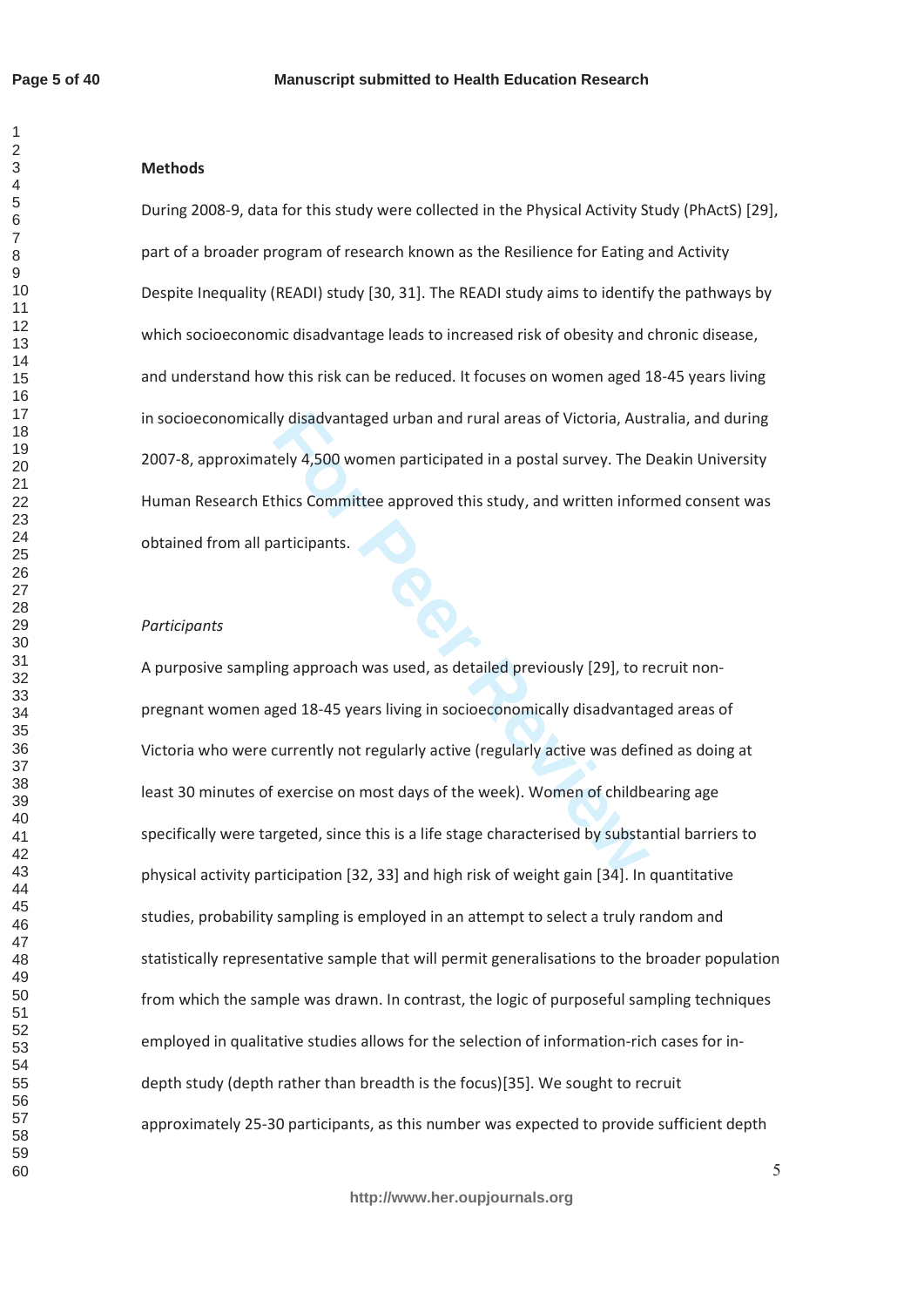## Methods

During 2008-9, data for this study were collected in the Physical Activity Study (PhActS) [29], part of a broader program of research known as the Resilience for Eating and Activity Despite Inequality (READI) study [30, 31]. The READI study aims to identify the pathways by which socioeconomic disadvantage leads to increased risk of obesity and chronic disease, and understand how this risk can be reduced. It focuses on women aged 18-45 years living in socioeconomically disadvantaged urban and rural areas of Victoria, Australia, and during 2007-8, approximately 4,500 women participated in a postal survey. The Deakin University Human Research Ethics Committee approved this study, and written informed consent was obtained from all participants.

### *Participants*

A purposive sampling approach was used, as detailed previously [29], to recruit non-pregnant women aged 18-45 years living in socioeconomically disadvantaged areas of Victoria who were currently not regularly active (regularly active was defined as doing at least 30 minutes of exercise on most days of the week). Women of childbearing age specifically were targeted, since this is a life stage characterised by substantial barriers to physical activity participation [32, 33] and high risk of weight gain [34]. In quantitative studies, probability sampling is employed in an attempt to select a truly random and statistically representative sample that will permit generalisations to the broader population from which the sample was drawn. In contrast, the logic of purposeful sampling techniques employed in qualitative studies allows for the selection of information-rich cases for in-depth study (depth rather than breadth is the focus)[35]. We sought to recruit approximately 25-30 participants, as this number was expected to provide sufficient depth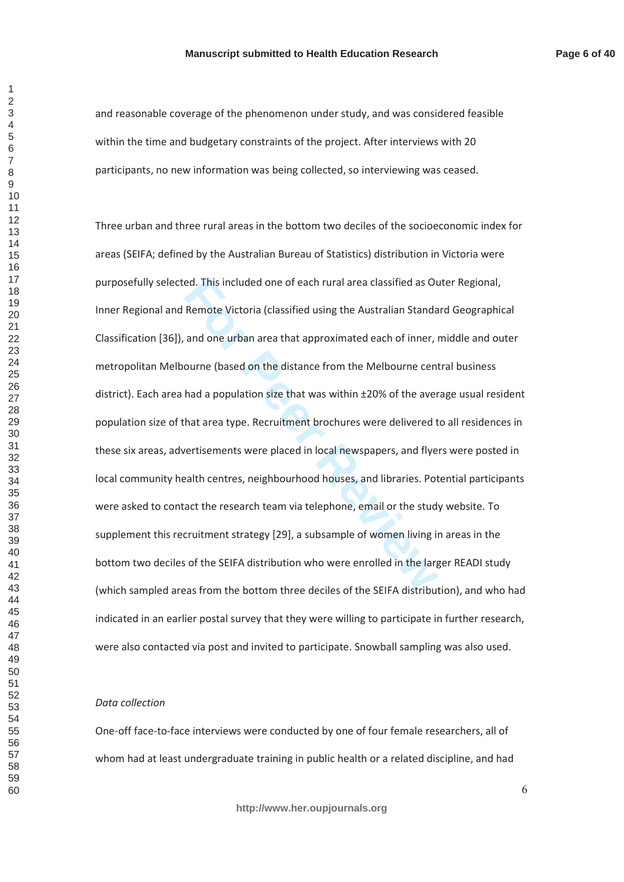and reasonable coverage of the phenomenon under study, and was considered feasible within the time and budgetary constraints of the project. After interviews with 20 participants, no new information was being collected, so interviewing was ceased.

Three urban and three rural areas in the bottom two deciles of the socioeconomic index for areas (SEIFA; defined by the Australian Bureau of Statistics) distribution in Victoria were purposefully selected. This included one of each rural area classified as Outer Regional, Inner Regional and Remote Victoria (classified using the Australian Standard Geographical Classification [36]), and one urban area that approximated each of inner, middle and outer metropolitan Melbourne (based on the distance from the Melbourne central business district). Each area had a population size that was within ±20% of the average usual resident population size of that area type. Recruitment brochures were delivered to all residences in these six areas, advertisements were placed in local newspapers, and flyers were posted in local community health centres, neighbourhood houses, and libraries. Potential participants were asked to contact the research team via telephone, email or the study website. To supplement this recruitment strategy [29], a subsample of women living in areas in the bottom two deciles of the SEIFA distribution who were enrolled in the larger READI study (which sampled areas from the bottom three deciles of the SEIFA distribution), and who had indicated in an earlier postal survey that they were willing to participate in further research, were also contacted via post and invited to participate. Snowball sampling was also used.

*Data collection*

One-off face-to-face interviews were conducted by one of four female researchers, all of whom had at least undergraduate training in public health or a related discipline, and had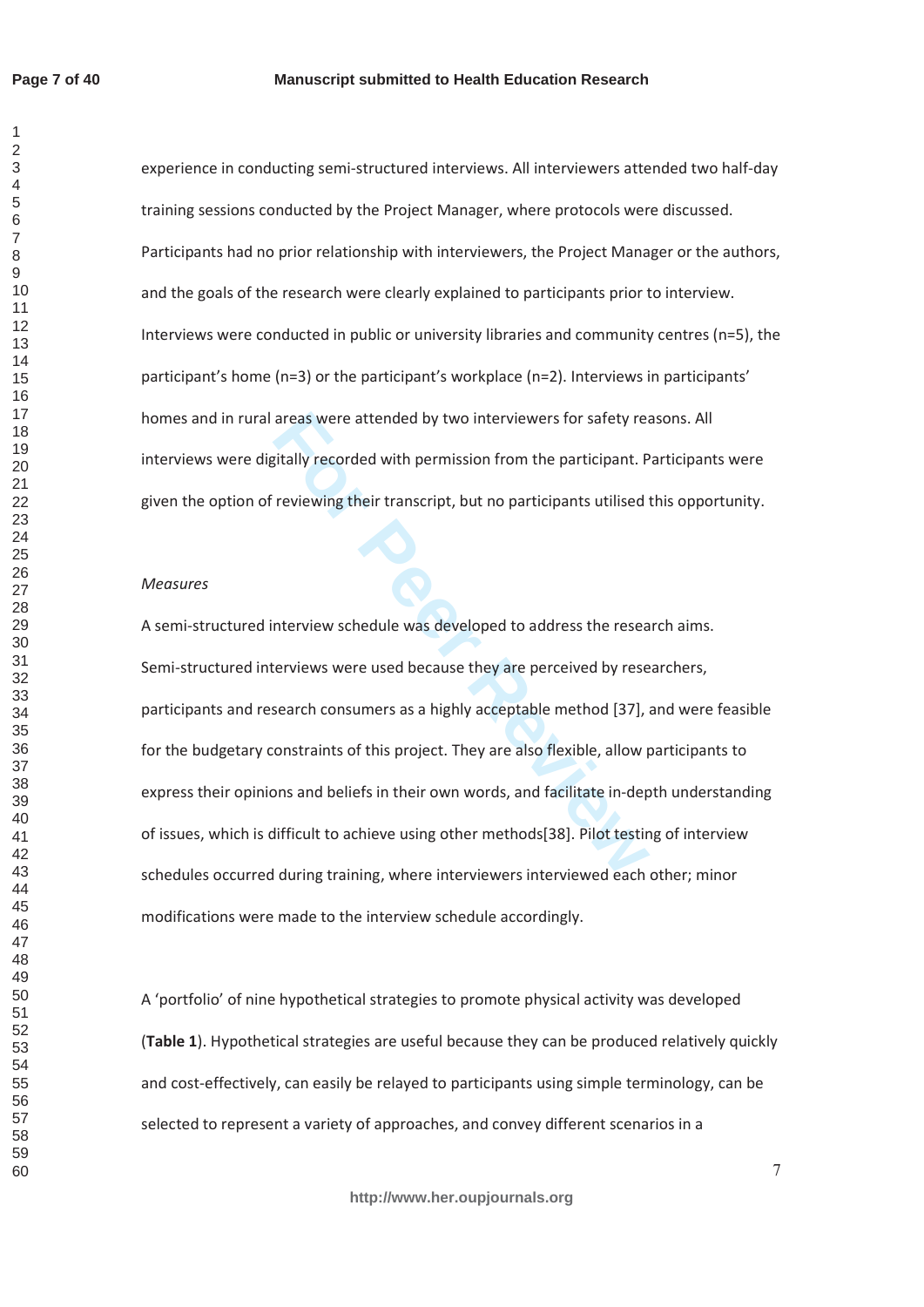experience in conducting semi-structured interviews. All interviewers attended two half-day training sessions conducted by the Project Manager, where protocols were discussed. Participants had no prior relationship with interviewers, the Project Manager or the authors, and the goals of the research were clearly explained to participants prior to interview. Interviews were conducted in public or university libraries and community centres (n=5), the participant's home (n=3) or the participant's workplace (n=2). Interviews in participants' homes and in rural areas were attended by two interviewers for safety reasons. All interviews were digitally recorded with permission from the participant. Participants were given the option of reviewing their transcript, but no participants utilised this opportunity.

*Measures*

A semi-structured interview schedule was developed to address the research aims. Semi-structured interviews were used because they are perceived by researchers, participants and research consumers as a highly acceptable method [37], and were feasible for the budgetary constraints of this project. They are also flexible, allow participants to express their opinions and beliefs in their own words, and facilitate in-depth understanding of issues, which is difficult to achieve using other methods[38]. Pilot testing of interview schedules occurred during training, where interviewers interviewed each other; minor modifications were made to the interview schedule accordingly.

A 'portfolio' of nine hypothetical strategies to promote physical activity was developed (**Table 1**). Hypothetical strategies are useful because they can be produced relatively quickly and cost-effectively, can easily be relayed to participants using simple terminology, can be selected to represent a variety of approaches, and convey different scenarios in a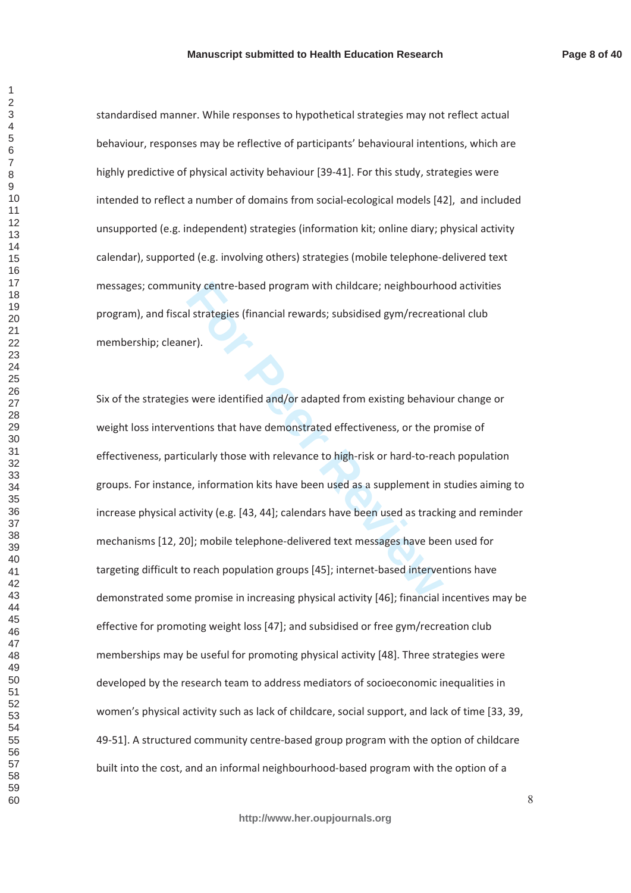standardised manner. While responses to hypothetical strategies may not reflect actual behaviour, responses may be reflective of participants' behavioural intentions, which are highly predictive of physical activity behaviour [39-41]. For this study, strategies were intended to reflect a number of domains from social-ecological models [42], and included unsupported (e.g. independent) strategies (information kit; online diary; physical activity calendar), supported (e.g. involving others) strategies (mobile telephone-delivered text messages; community centre-based program with childcare; neighbourhood activities program), and fiscal strategies (financial rewards; subsidised gym/recreational club membership; cleaner).

Six of the strategies were identified and/or adapted from existing behaviour change or weight loss interventions that have demonstrated effectiveness, or the promise of effectiveness, particularly those with relevance to high-risk or hard-to-reach population groups. For instance, information kits have been used as a supplement in studies aiming to increase physical activity (e.g. [43, 44]; calendars have been used as tracking and reminder mechanisms [12, 20]; mobile telephone-delivered text messages have been used for targeting difficult to reach population groups [45]; internet-based interventions have demonstrated some promise in increasing physical activity [46]; financial incentives may be effective for promoting weight loss [47]; and subsidised or free gym/recreation club memberships may be useful for promoting physical activity [48]. Three strategies were developed by the research team to address mediators of socioeconomic inequalities in women's physical activity such as lack of childcare, social support, and lack of time [33, 39, 49-51]. A structured community centre-based group program with the option of childcare built into the cost, and an informal neighbourhood-based program with the option of a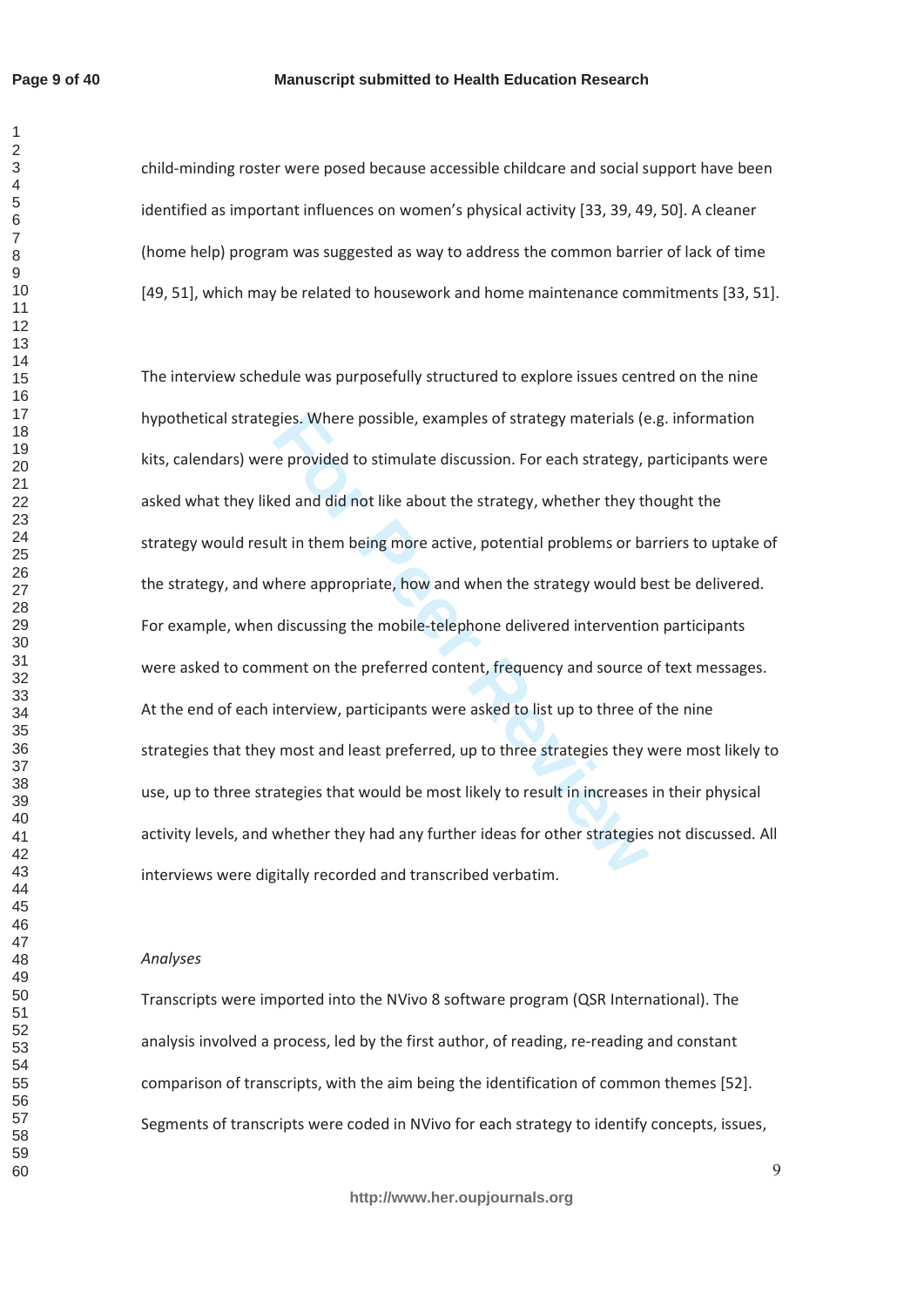child-minding roster were posed because accessible childcare and social support have been identified as important influences on women's physical activity [33, 39, 49, 50]. A cleaner (home help) program was suggested as way to address the common barrier of lack of time [49, 51], which may be related to housework and home maintenance commitments [33, 51].

The interview schedule was purposefully structured to explore issues centred on the nine hypothetical strategies. Where possible, examples of strategy materials (e.g. information kits, calendars) were provided to stimulate discussion. For each strategy, participants were asked what they liked and did not like about the strategy, whether they thought the strategy would result in them being more active, potential problems or barriers to uptake of the strategy, and where appropriate, how and when the strategy would best be delivered. For example, when discussing the mobile-telephone delivered intervention participants were asked to comment on the preferred content, frequency and source of text messages. At the end of each interview, participants were asked to list up to three of the nine strategies that they most and least preferred, up to three strategies they were most likely to use, up to three strategies that would be most likely to result in increases in their physical activity levels, and whether they had any further ideas for other strategies not discussed. All interviews were digitally recorded and transcribed verbatim.

*Analyses*

Transcripts were imported into the NVivo 8 software program (QSR International). The analysis involved a process, led by the first author, of reading, re-reading and constant comparison of transcripts, with the aim being the identification of common themes [52]. Segments of transcripts were coded in NVivo for each strategy to identify concepts, issues,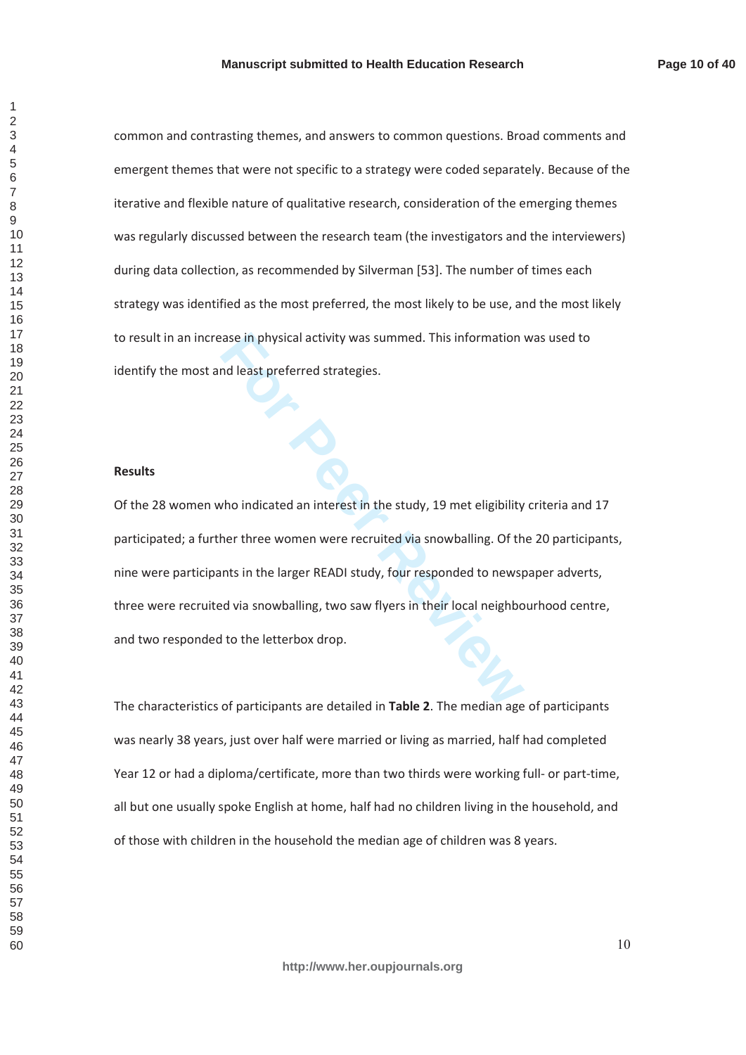common and contrasting themes, and answers to common questions. Broad comments and emergent themes that were not specific to a strategy were coded separately. Because of the iterative and flexible nature of qualitative research, consideration of the emerging themes was regularly discussed between the research team (the investigators and the interviewers) during data collection, as recommended by Silverman [53]. The number of times each strategy was identified as the most preferred, the most likely to be use, and the most likely to result in an increase in physical activity was summed. This information was used to identify the most and least preferred strategies.

**Results**

Of the 28 women who indicated an interest in the study, 19 met eligibility criteria and 17 participated; a further three women were recruited via snowballing. Of the 20 participants, nine were participants in the larger READI study, four responded to newspaper adverts, three were recruited via snowballing, two saw flyers in their local neighbourhood centre, and two responded to the letterbox drop.

The characteristics of participants are detailed in **Table 2**. The median age of participants was nearly 38 years, just over half were married or living as married, half had completed Year 12 or had a diploma/certificate, more than two thirds were working full- or part-time, all but one usually spoke English at home, half had no children living in the household, and of those with children in the household the median age of children was 8 years.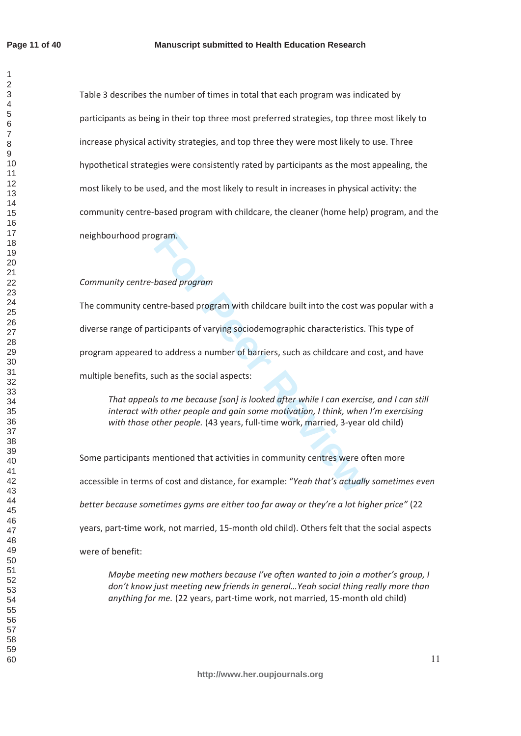Table 3 describes the number of times in total that each program was indicated by participants as being in their top three most preferred strategies, top three most likely to increase physical activity strategies, and top three they were most likely to use. Three hypothetical strategies were consistently rated by participants as the most appealing, the most likely to be used, and the most likely to result in increases in physical activity: the community centre-based program with childcare, the cleaner (home help) program, and the neighbourhood program.

*Community centre-based program*

The community centre-based program with childcare built into the cost was popular with a diverse range of participants of varying sociodemographic characteristics. This type of program appeared to address a number of barriers, such as childcare and cost, and have multiple benefits, such as the social aspects:

> *That appeals to me because [son] is looked after while I can exercise, and I can still interact with other people and gain some motivation, I think, when I'm exercising with those other people.* (43 years, full-time work, married, 3-year old child)

Some participants mentioned that activities in community centres were often more accessible in terms of cost and distance, for example: "*Yeah that's actually sometimes even better because sometimes gyms are either too far away or they're a lot higher price"* (22 years, part-time work, not married, 15-month old child). Others felt that the social aspects were of benefit:

> *Maybe meeting new mothers because I've often wanted to join a mother's group, I don't know just meeting new friends in general…Yeah social thing really more than anything for me.* (22 years, part-time work, not married, 15-month old child)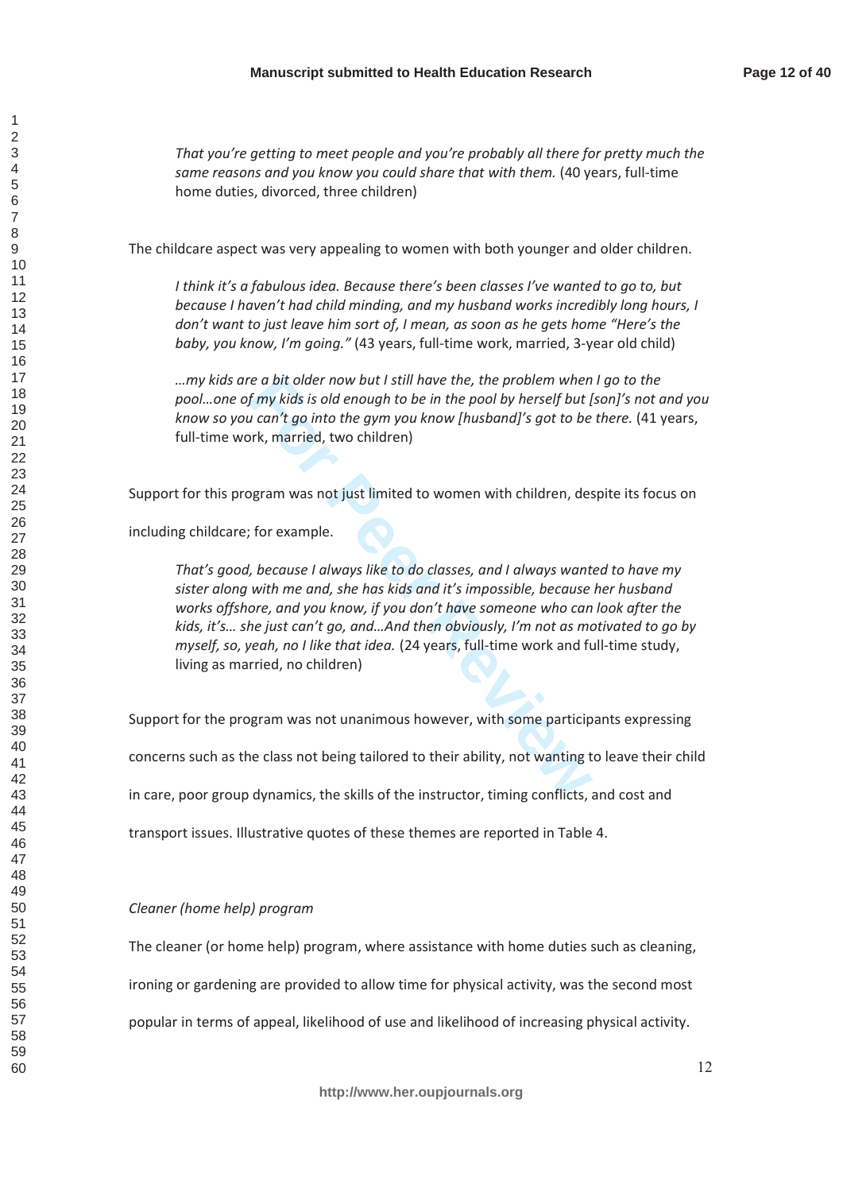> *That you're getting to meet people and you're probably all there for pretty much the same reasons and you know you could share that with them.* (40 years, full-time home duties, divorced, three children)

The childcare aspect was very appealing to women with both younger and older children.

> *I think it's a fabulous idea. Because there's been classes I've wanted to go to, but because I haven't had child minding, and my husband works incredibly long hours, I don't want to just leave him sort of, I mean, as soon as he gets home "Here's the baby, you know, I'm going."* (43 years, full-time work, married, 3-year old child)

> *…my kids are a bit older now but I still have the, the problem when I go to the pool…one of my kids is old enough to be in the pool by herself but [son]'s not and you know so you can't go into the gym you know [husband]'s got to be there.* (41 years, full-time work, married, two children)

Support for this program was not just limited to women with children, despite its focus on including childcare; for example.

> *That's good, because I always like to do classes, and I always wanted to have my sister along with me and, she has kids and it's impossible, because her husband works offshore, and you know, if you don't have someone who can look after the kids, it's… she just can't go, and…And then obviously, I'm not as motivated to go by myself, so, yeah, no I like that idea.* (24 years, full-time work and full-time study, living as married, no children)

Support for the program was not unanimous however, with some participants expressing concerns such as the class not being tailored to their ability, not wanting to leave their child in care, poor group dynamics, the skills of the instructor, timing conflicts, and cost and transport issues. Illustrative quotes of these themes are reported in Table 4.

*Cleaner (home help) program*

The cleaner (or home help) program, where assistance with home duties such as cleaning, ironing or gardening are provided to allow time for physical activity, was the second most popular in terms of appeal, likelihood of use and likelihood of increasing physical activity.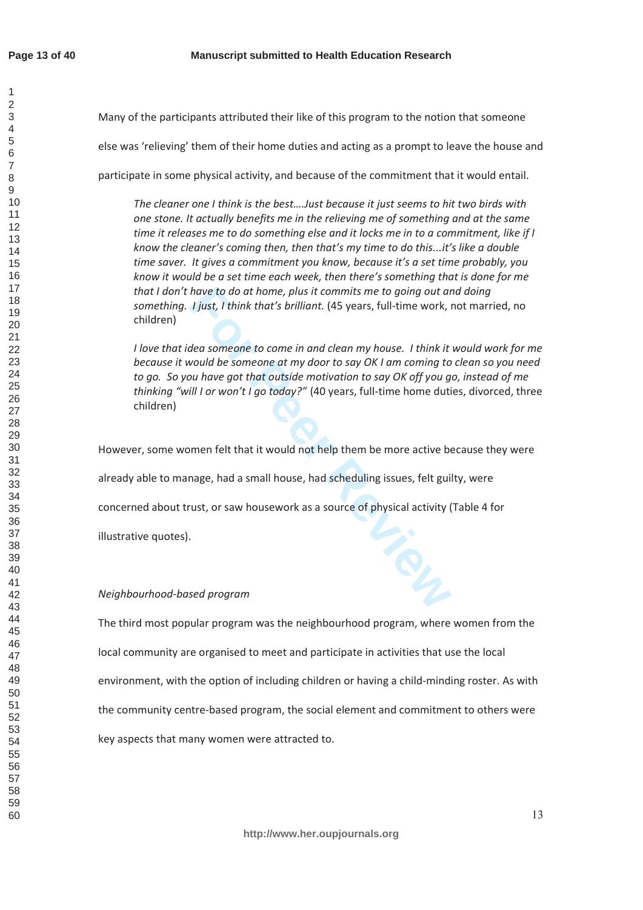Many of the participants attributed their like of this program to the notion that someone else was 'relieving' them of their home duties and acting as a prompt to leave the house and participate in some physical activity, and because of the commitment that it would entail.

> *The cleaner one I think is the best….Just because it just seems to hit two birds with one stone. It actually benefits me in the relieving me of something and at the same time it releases me to do something else and it locks me in to a commitment, like if I know the cleaner's coming then, then that's my time to do this...it's like a double time saver. It gives a commitment you know, because it's a set time probably, you know it would be a set time each week, then there's something that is done for me that I don't have to do at home, plus it commits me to going out and doing something. I just, I think that's brilliant.* (45 years, full-time work, not married, no children)

> *I love that idea someone to come in and clean my house. I think it would work for me because it would be someone at my door to say OK I am coming to clean so you need to go. So you have got that outside motivation to say OK off you go, instead of me thinking "will I or won't I go today?"* (40 years, full-time home duties, divorced, three children)

However, some women felt that it would not help them be more active because they were already able to manage, had a small house, had scheduling issues, felt guilty, were concerned about trust, or saw housework as a source of physical activity (Table 4 for illustrative quotes).

*Neighbourhood-based program*

The third most popular program was the neighbourhood program, where women from the local community are organised to meet and participate in activities that use the local environment, with the option of including children or having a child-minding roster. As with the community centre-based program, the social element and commitment to others were key aspects that many women were attracted to.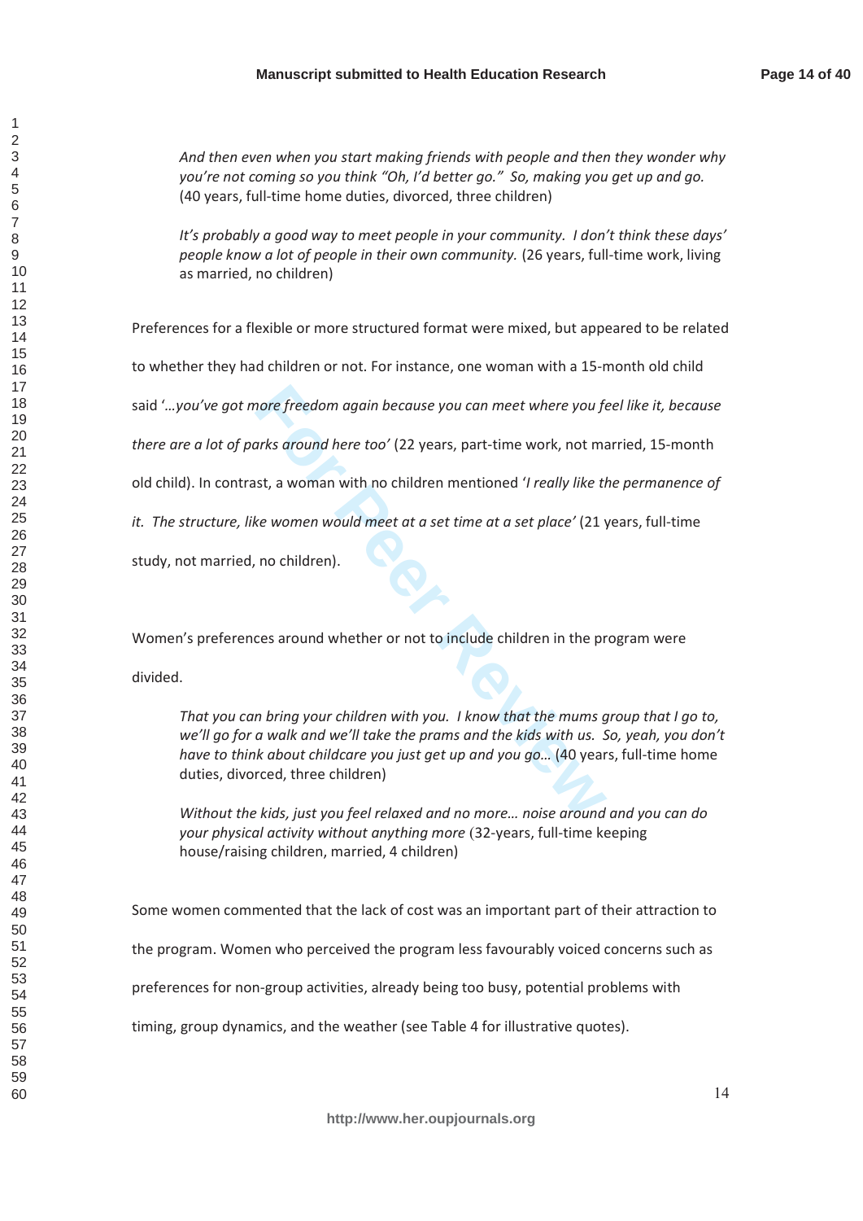*And then even when you start making friends with people and then they wonder why you're not coming so you think "Oh, I'd better go." So, making you get up and go.* (40 years, full-time home duties, divorced, three children)

*It's probably a good way to meet people in your community. I don't think these days' people know a lot of people in their own community.* (26 years, full-time work, living as married, no children)

Preferences for a flexible or more structured format were mixed, but appeared to be related to whether they had children or not. For instance, one woman with a 15-month old child said '*…you've got more freedom again because you can meet where you feel like it, because there are a lot of parks around here too*' (22 years, part-time work, not married, 15-month old child). In contrast, a woman with no children mentioned '*I really like the permanence of it. The structure, like women would meet at a set time at a set place*' (21 years, full-time study, not married, no children).

Women's preferences around whether or not to include children in the program were divided.

*That you can bring your children with you. I know that the mums group that I go to, we'll go for a walk and we'll take the prams and the kids with us. So, yeah, you don't have to think about childcare you just get up and you go…* (40 years, full-time home duties, divorced, three children)

*Without the kids, just you feel relaxed and no more… noise around and you can do your physical activity without anything more* (32-years, full-time keeping house/raising children, married, 4 children)

Some women commented that the lack of cost was an important part of their attraction to the program. Women who perceived the program less favourably voiced concerns such as preferences for non-group activities, already being too busy, potential problems with timing, group dynamics, and the weather (see Table 4 for illustrative quotes).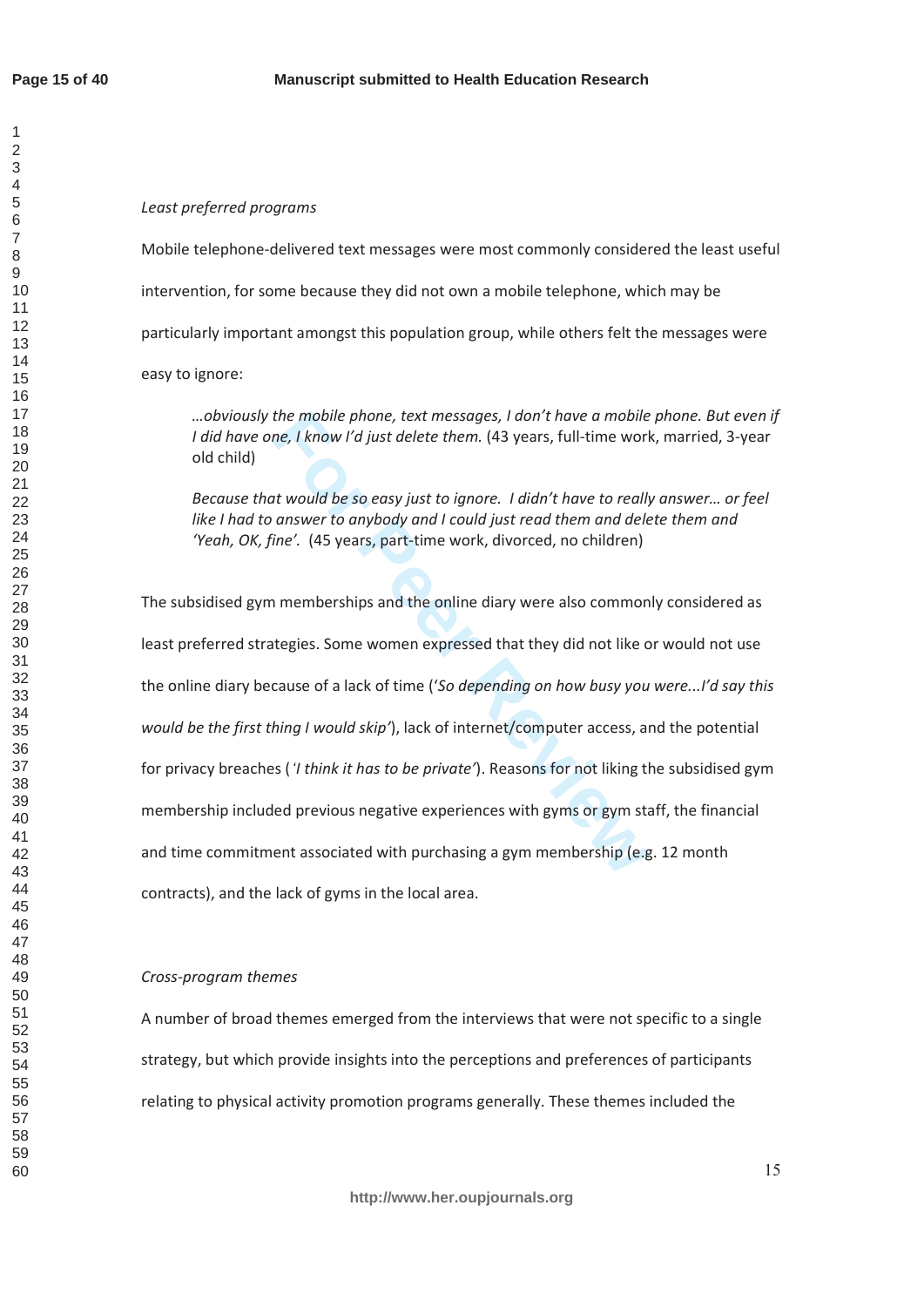*Least preferred programs*

Mobile telephone-delivered text messages were most commonly considered the least useful intervention, for some because they did not own a mobile telephone, which may be particularly important amongst this population group, while others felt the messages were easy to ignore:

> *…obviously the mobile phone, text messages, I don't have a mobile phone. But even if I did have one, I know I'd just delete them.* (43 years, full-time work, married, 3-year old child)
>
> *Because that would be so easy just to ignore. I didn't have to really answer… or feel like I had to answer to anybody and I could just read them and delete them and 'Yeah, OK, fine'.* (45 years, part-time work, divorced, no children)

The subsidised gym memberships and the online diary were also commonly considered as least preferred strategies. Some women expressed that they did not like or would not use the online diary because of a lack of time ('*So depending on how busy you were...I'd say this would be the first thing I would skip*'), lack of internet/computer access, and the potential for privacy breaches ( '*I think it has to be private'*). Reasons for not liking the subsidised gym membership included previous negative experiences with gyms or gym staff, the financial and time commitment associated with purchasing a gym membership (e.g. 12 month contracts), and the lack of gyms in the local area.

*Cross-program themes*

A number of broad themes emerged from the interviews that were not specific to a single strategy, but which provide insights into the perceptions and preferences of participants relating to physical activity promotion programs generally. These themes included the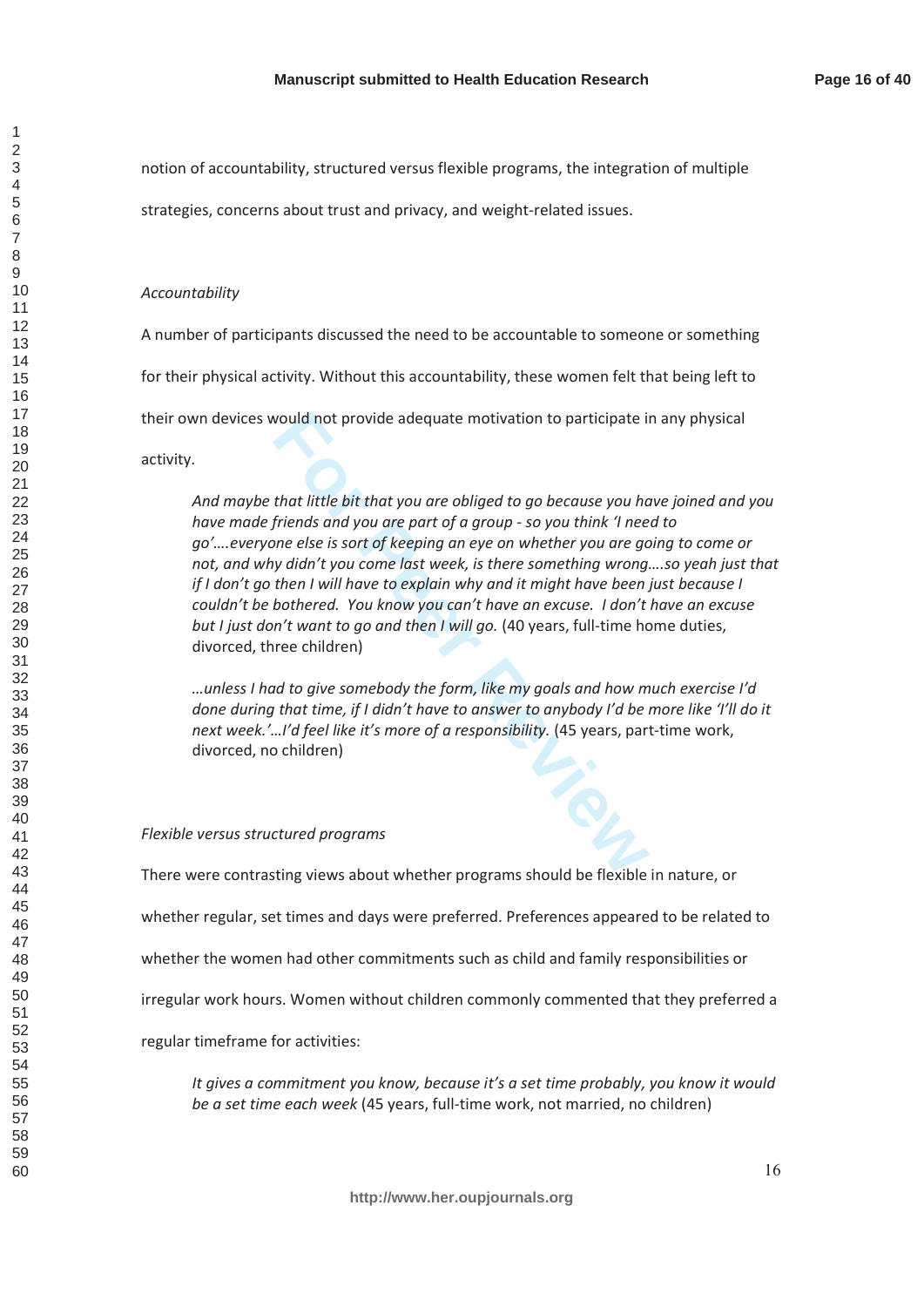notion of accountability, structured versus flexible programs, the integration of multiple strategies, concerns about trust and privacy, and weight-related issues.

*Accountability*

A number of participants discussed the need to be accountable to someone or something for their physical activity. Without this accountability, these women felt that being left to their own devices would not provide adequate motivation to participate in any physical activity.

> *And maybe that little bit that you are obliged to go because you have joined and you have made friends and you are part of a group - so you think 'I need to go'….everyone else is sort of keeping an eye on whether you are going to come or not, and why didn't you come last week, is there something wrong….so yeah just that if I don't go then I will have to explain why and it might have been just because I couldn't be bothered. You know you can't have an excuse. I don't have an excuse but I just don't want to go and then I will go.* (40 years, full-time home duties, divorced, three children)

> *…unless I had to give somebody the form, like my goals and how much exercise I'd done during that time, if I didn't have to answer to anybody I'd be more like 'I'll do it next week.'…I'd feel like it's more of a responsibility.* (45 years, part-time work, divorced, no children)

*Flexible versus structured programs*

There were contrasting views about whether programs should be flexible in nature, or whether regular, set times and days were preferred. Preferences appeared to be related to whether the women had other commitments such as child and family responsibilities or irregular work hours. Women without children commonly commented that they preferred a regular timeframe for activities:

> *It gives a commitment you know, because it's a set time probably, you know it would be a set time each week* (45 years, full-time work, not married, no children)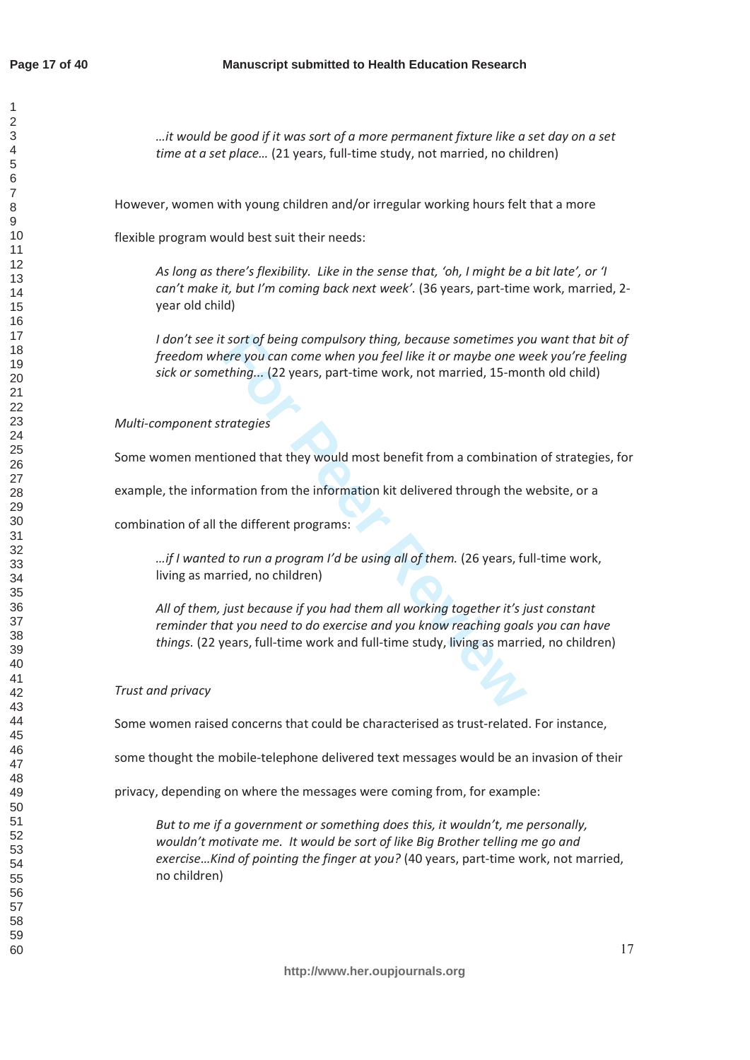*…it would be good if it was sort of a more permanent fixture like a set day on a set time at a set place…* (21 years, full-time study, not married, no children)

However, women with young children and/or irregular working hours felt that a more flexible program would best suit their needs:

> *As long as there's flexibility. Like in the sense that, 'oh, I might be a bit late', or 'I can't make it, but I'm coming back next week'.* (36 years, part-time work, married, 2-year old child)

> *I don't see it sort of being compulsory thing, because sometimes you want that bit of freedom where you can come when you feel like it or maybe one week you're feeling sick or something…* (22 years, part-time work, not married, 15-month old child)

*Multi-component strategies*

Some women mentioned that they would most benefit from a combination of strategies, for example, the information from the information kit delivered through the website, or a combination of all the different programs:

> *…if I wanted to run a program I'd be using all of them.* (26 years, full-time work, living as married, no children)

> *All of them, just because if you had them all working together it's just constant reminder that you need to do exercise and you know reaching goals you can have things.* (22 years, full-time work and full-time study, living as married, no children)

*Trust and privacy*

Some women raised concerns that could be characterised as trust-related. For instance, some thought the mobile-telephone delivered text messages would be an invasion of their privacy, depending on where the messages were coming from, for example:

> *But to me if a government or something does this, it wouldn't, me personally, wouldn't motivate me. It would be sort of like Big Brother telling me go and exercise…Kind of pointing the finger at you?* (40 years, part-time work, not married, no children)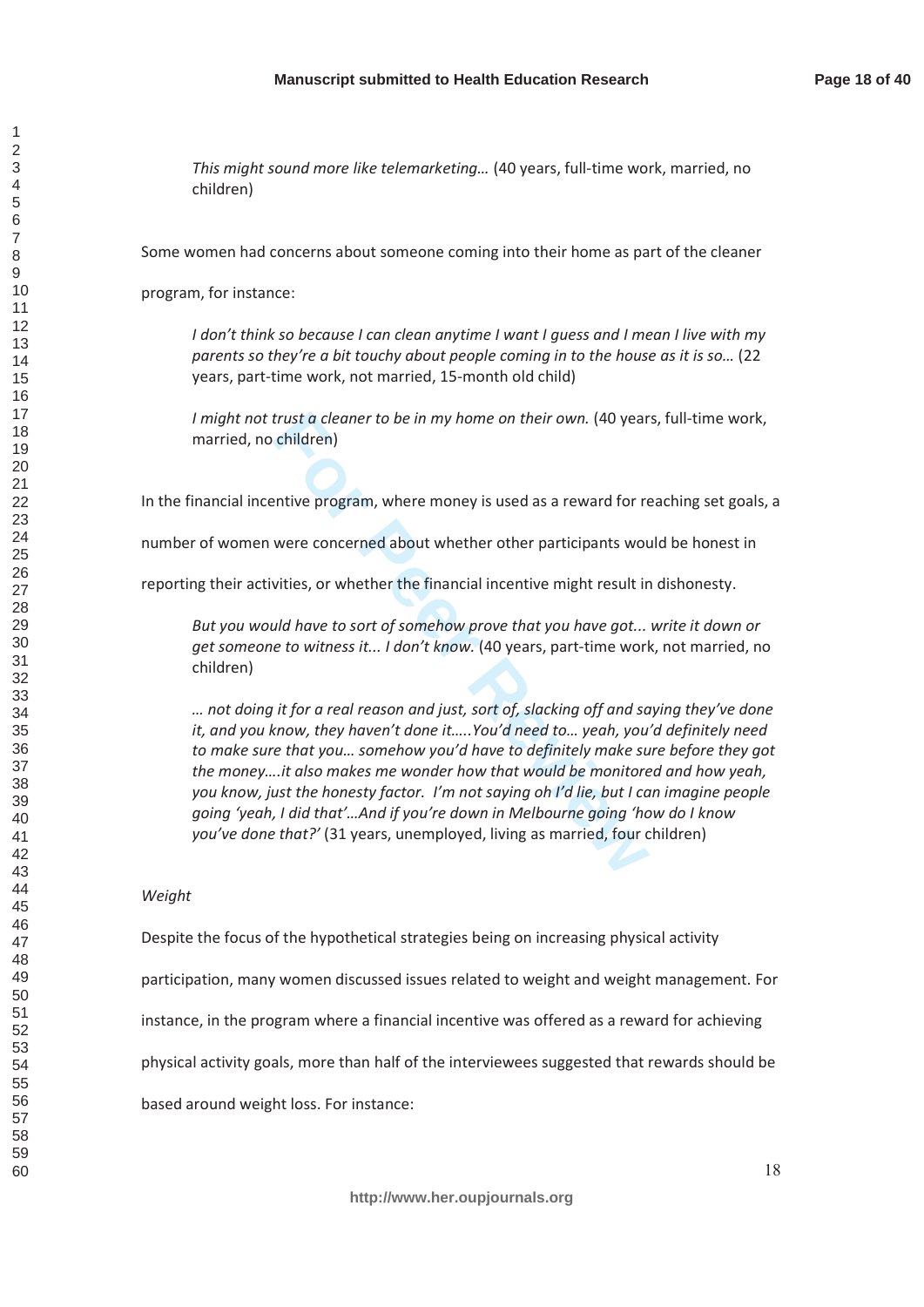*This might sound more like telemarketing…* (40 years, full-time work, married, no children)

Some women had concerns about someone coming into their home as part of the cleaner program, for instance:

> *I don't think so because I can clean anytime I want I guess and I mean I live with my parents so they're a bit touchy about people coming in to the house as it is so…* (22 years, part-time work, not married, 15-month old child)

> *I might not trust a cleaner to be in my home on their own.* (40 years, full-time work, married, no children)

In the financial incentive program, where money is used as a reward for reaching set goals, a number of women were concerned about whether other participants would be honest in reporting their activities, or whether the financial incentive might result in dishonesty.

> *But you would have to sort of somehow prove that you have got... write it down or get someone to witness it... I don't know.* (40 years, part-time work, not married, no children)

> *… not doing it for a real reason and just, sort of, slacking off and saying they've done it, and you know, they haven't done it…..You'd need to… yeah, you'd definitely need to make sure that you… somehow you'd have to definitely make sure before they got the money….it also makes me wonder how that would be monitored and how yeah, you know, just the honesty factor. I'm not saying oh I'd lie, but I can imagine people going 'yeah, I did that'…And if you're down in Melbourne going 'how do I know you've done that?'* (31 years, unemployed, living as married, four children)

*Weight*

Despite the focus of the hypothetical strategies being on increasing physical activity participation, many women discussed issues related to weight and weight management. For instance, in the program where a financial incentive was offered as a reward for achieving physical activity goals, more than half of the interviewees suggested that rewards should be based around weight loss. For instance: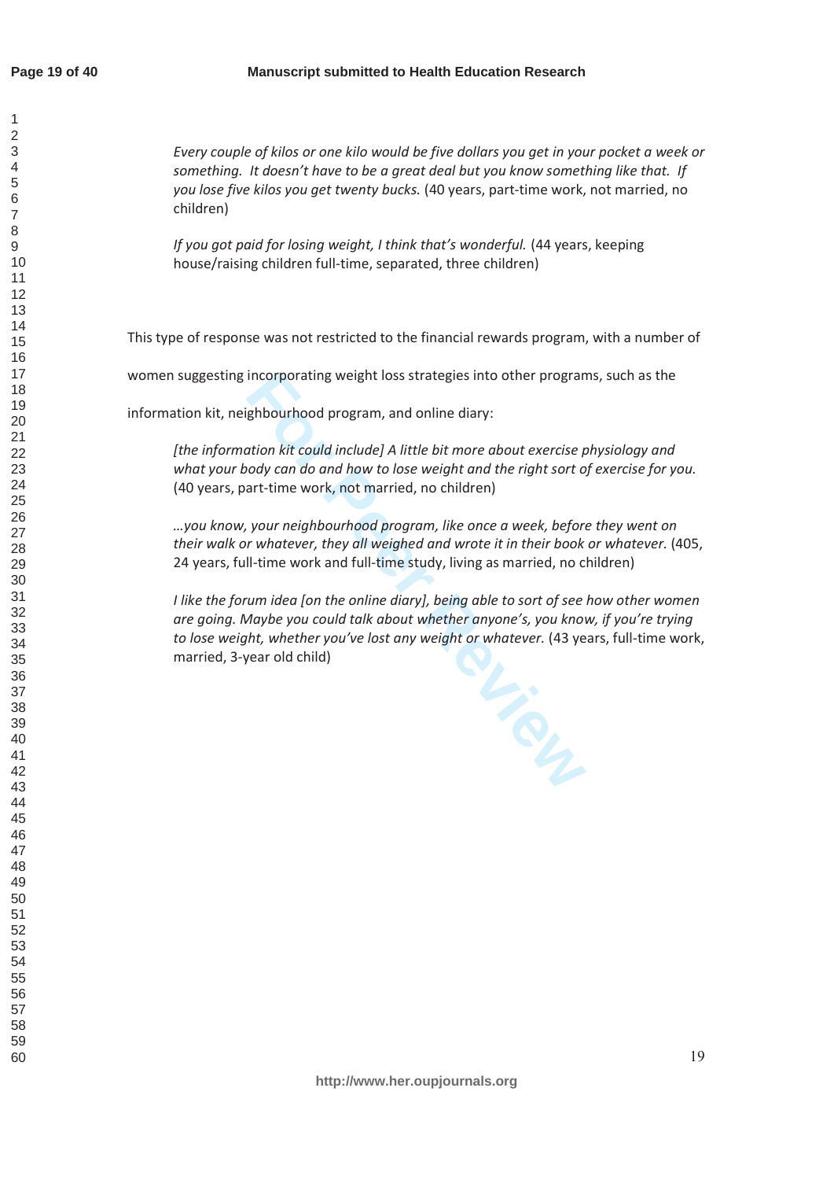*Every couple of kilos or one kilo would be five dollars you get in your pocket a week or something. It doesn't have to be a great deal but you know something like that. If you lose five kilos you get twenty bucks.* (40 years, part-time work, not married, no children)

*If you got paid for losing weight, I think that's wonderful.* (44 years, keeping house/raising children full-time, separated, three children)

This type of response was not restricted to the financial rewards program, with a number of women suggesting incorporating weight loss strategies into other programs, such as the information kit, neighbourhood program, and online diary:

*[the information kit could include] A little bit more about exercise physiology and what your body can do and how to lose weight and the right sort of exercise for you.* (40 years, part-time work, not married, no children)

*…you know, your neighbourhood program, like once a week, before they went on their walk or whatever, they all weighed and wrote it in their book or whatever.* (405, 24 years, full-time work and full-time study, living as married, no children)

*I like the forum idea [on the online diary], being able to sort of see how other women are going. Maybe you could talk about whether anyone's, you know, if you're trying to lose weight, whether you've lost any weight or whatever.* (43 years, full-time work, married, 3-year old child)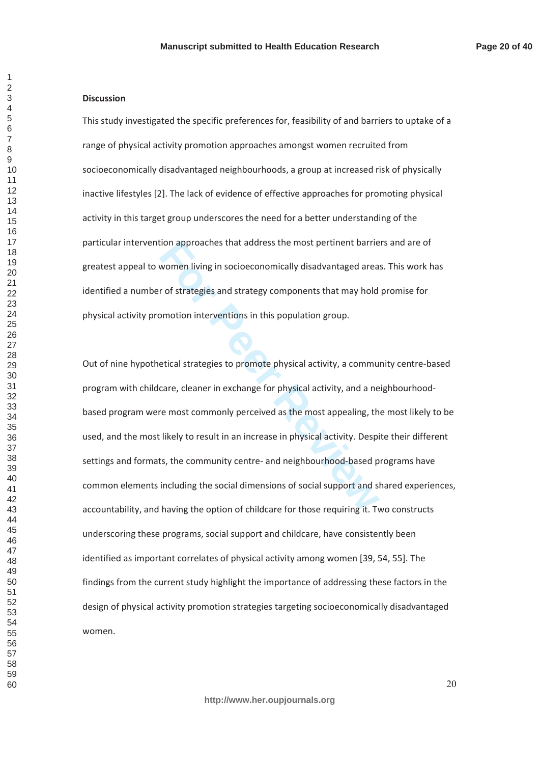## Discussion

This study investigated the specific preferences for, feasibility of and barriers to uptake of a range of physical activity promotion approaches amongst women recruited from socioeconomically disadvantaged neighbourhoods, a group at increased risk of physically inactive lifestyles [2]. The lack of evidence of effective approaches for promoting physical activity in this target group underscores the need for a better understanding of the particular intervention approaches that address the most pertinent barriers and are of greatest appeal to women living in socioeconomically disadvantaged areas. This work has identified a number of strategies and strategy components that may hold promise for physical activity promotion interventions in this population group.

Out of nine hypothetical strategies to promote physical activity, a community centre-based program with childcare, cleaner in exchange for physical activity, and a neighbourhood-based program were most commonly perceived as the most appealing, the most likely to be used, and the most likely to result in an increase in physical activity. Despite their different settings and formats, the community centre- and neighbourhood-based programs have common elements including the social dimensions of social support and shared experiences, accountability, and having the option of childcare for those requiring it. Two constructs underscoring these programs, social support and childcare, have consistently been identified as important correlates of physical activity among women [39, 54, 55]. The findings from the current study highlight the importance of addressing these factors in the design of physical activity promotion strategies targeting socioeconomically disadvantaged women.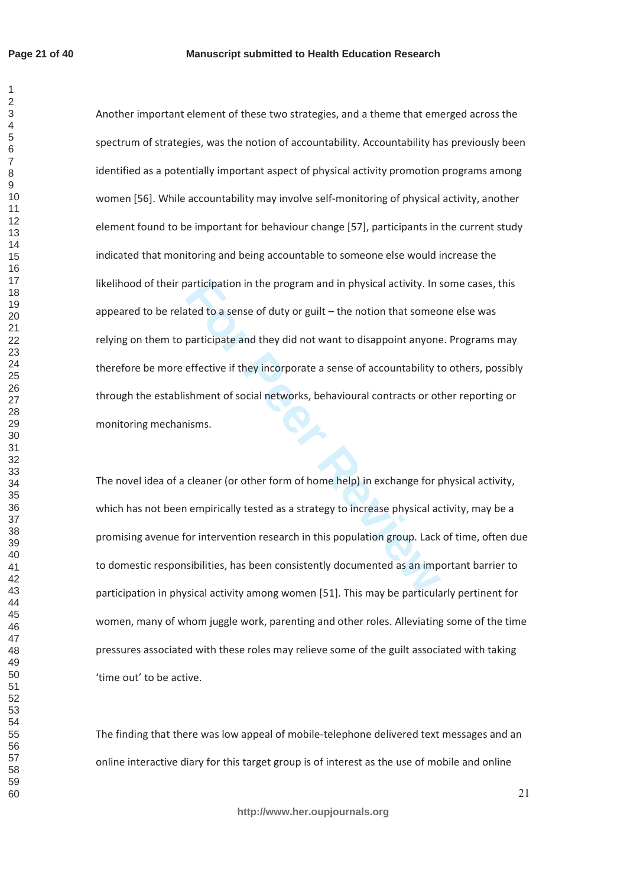Another important element of these two strategies, and a theme that emerged across the spectrum of strategies, was the notion of accountability. Accountability has previously been identified as a potentially important aspect of physical activity promotion programs among women [56]. While accountability may involve self-monitoring of physical activity, another element found to be important for behaviour change [57], participants in the current study indicated that monitoring and being accountable to someone else would increase the likelihood of their participation in the program and in physical activity. In some cases, this appeared to be related to a sense of duty or guilt – the notion that someone else was relying on them to participate and they did not want to disappoint anyone. Programs may therefore be more effective if they incorporate a sense of accountability to others, possibly through the establishment of social networks, behavioural contracts or other reporting or monitoring mechanisms.

The novel idea of a cleaner (or other form of home help) in exchange for physical activity, which has not been empirically tested as a strategy to increase physical activity, may be a promising avenue for intervention research in this population group. Lack of time, often due to domestic responsibilities, has been consistently documented as an important barrier to participation in physical activity among women [51]. This may be particularly pertinent for women, many of whom juggle work, parenting and other roles. Alleviating some of the time pressures associated with these roles may relieve some of the guilt associated with taking 'time out' to be active.

The finding that there was low appeal of mobile-telephone delivered text messages and an online interactive diary for this target group is of interest as the use of mobile and online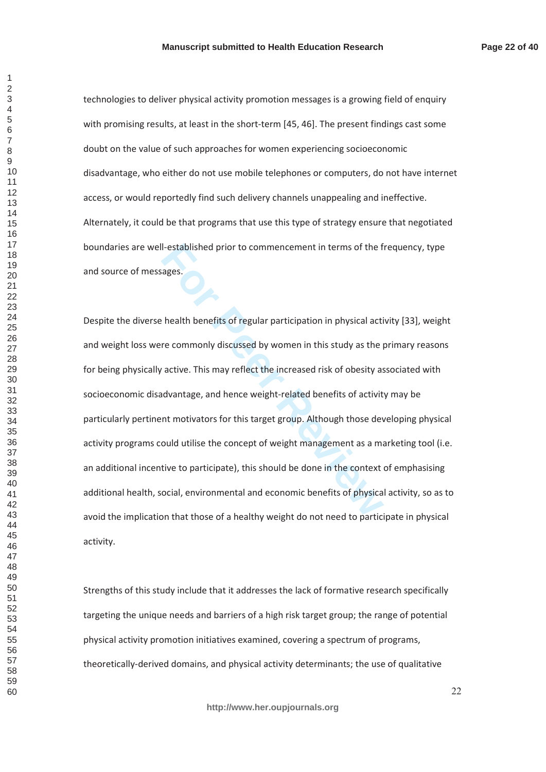technologies to deliver physical activity promotion messages is a growing field of enquiry with promising results, at least in the short-term [45, 46]. The present findings cast some doubt on the value of such approaches for women experiencing socioeconomic disadvantage, who either do not use mobile telephones or computers, do not have internet access, or would reportedly find such delivery channels unappealing and ineffective. Alternately, it could be that programs that use this type of strategy ensure that negotiated boundaries are well-established prior to commencement in terms of the frequency, type and source of messages.

Despite the diverse health benefits of regular participation in physical activity [33], weight and weight loss were commonly discussed by women in this study as the primary reasons for being physically active. This may reflect the increased risk of obesity associated with socioeconomic disadvantage, and hence weight-related benefits of activity may be particularly pertinent motivators for this target group. Although those developing physical activity programs could utilise the concept of weight management as a marketing tool (i.e. an additional incentive to participate), this should be done in the context of emphasising additional health, social, environmental and economic benefits of physical activity, so as to avoid the implication that those of a healthy weight do not need to participate in physical activity.

Strengths of this study include that it addresses the lack of formative research specifically targeting the unique needs and barriers of a high risk target group; the range of potential physical activity promotion initiatives examined, covering a spectrum of programs, theoretically-derived domains, and physical activity determinants; the use of qualitative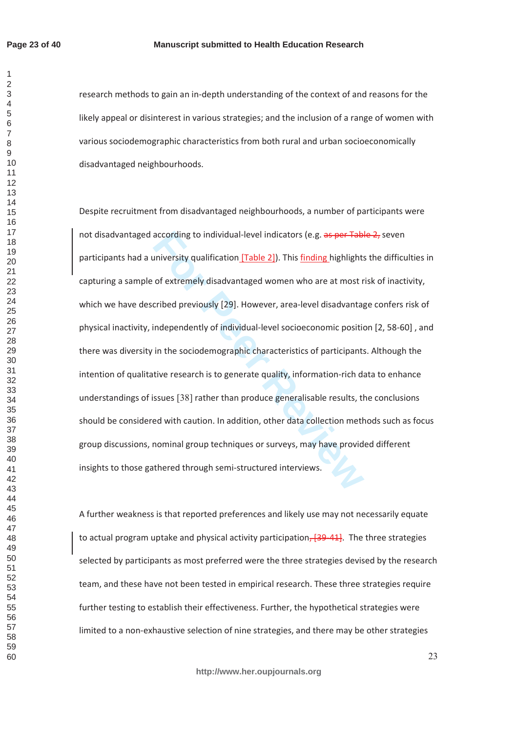research methods to gain an in-depth understanding of the context of and reasons for the likely appeal or disinterest in various strategies; and the inclusion of a range of women with various sociodemographic characteristics from both rural and urban socioeconomically disadvantaged neighbourhoods.

Despite recruitment from disadvantaged neighbourhoods, a number of participants were not disadvantaged according to individual-level indicators (e.g. ~~as per Table 2,~~ seven participants had a university qualification [Table 2]). This finding highlights the difficulties in capturing a sample of extremely disadvantaged women who are at most risk of inactivity, which we have described previously [29]. However, area-level disadvantage confers risk of physical inactivity, independently of individual-level socioeconomic position [2, 58-60] , and there was diversity in the sociodemographic characteristics of participants. Although the intention of qualitative research is to generate quality, information-rich data to enhance understandings of issues [38] rather than produce generalisable results, the conclusions should be considered with caution. In addition, other data collection methods such as focus group discussions, nominal group techniques or surveys, may have provided different insights to those gathered through semi-structured interviews.

A further weakness is that reported preferences and likely use may not necessarily equate to actual program uptake and physical activity participation~~, [39-41]~~. The three strategies selected by participants as most preferred were the three strategies devised by the research team, and these have not been tested in empirical research. These three strategies require further testing to establish their effectiveness. Further, the hypothetical strategies were limited to a non-exhaustive selection of nine strategies, and there may be other strategies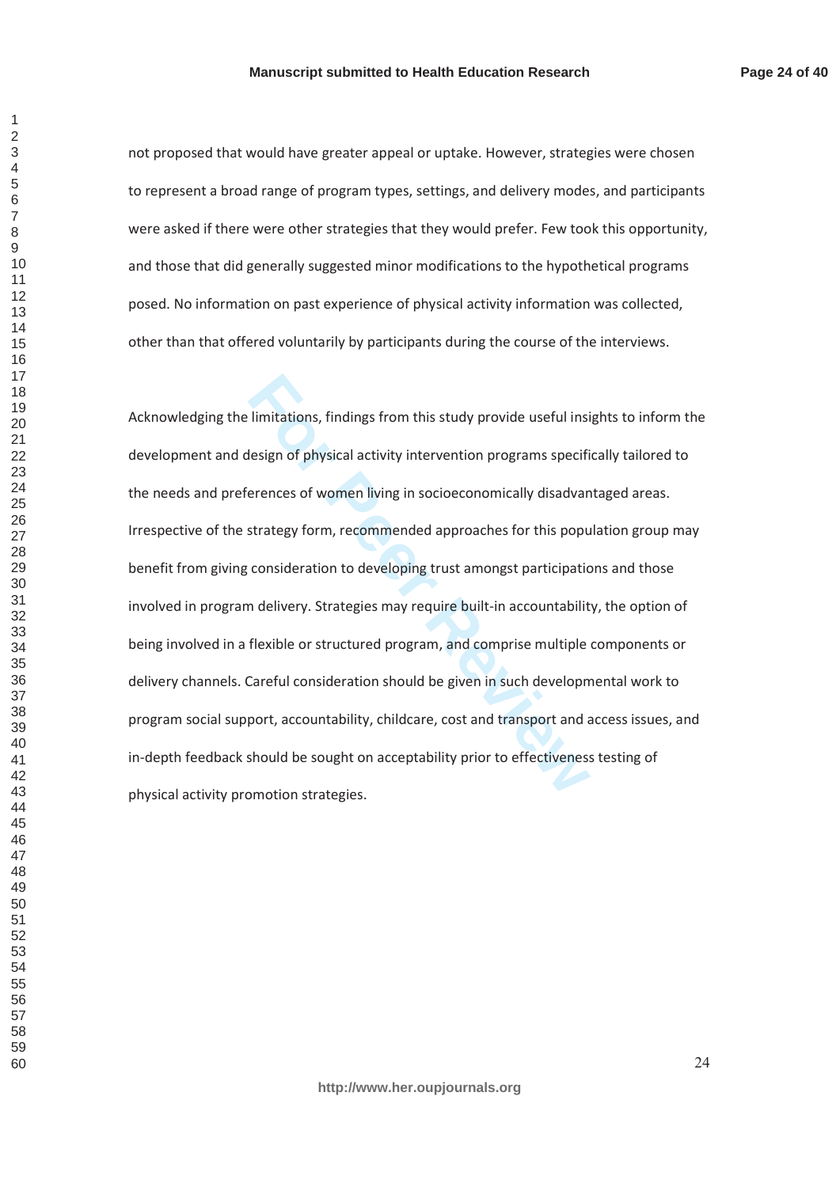not proposed that would have greater appeal or uptake. However, strategies were chosen to represent a broad range of program types, settings, and delivery modes, and participants were asked if there were other strategies that they would prefer. Few took this opportunity, and those that did generally suggested minor modifications to the hypothetical programs posed. No information on past experience of physical activity information was collected, other than that offered voluntarily by participants during the course of the interviews.

Acknowledging the limitations, findings from this study provide useful insights to inform the development and design of physical activity intervention programs specifically tailored to the needs and preferences of women living in socioeconomically disadvantaged areas. Irrespective of the strategy form, recommended approaches for this population group may benefit from giving consideration to developing trust amongst participations and those involved in program delivery. Strategies may require built-in accountability, the option of being involved in a flexible or structured program, and comprise multiple components or delivery channels. Careful consideration should be given in such developmental work to program social support, accountability, childcare, cost and tranport and access issues, and in-depth feedback should be sought on acceptability prior to effectiveness testing of physical activity promotion strategies.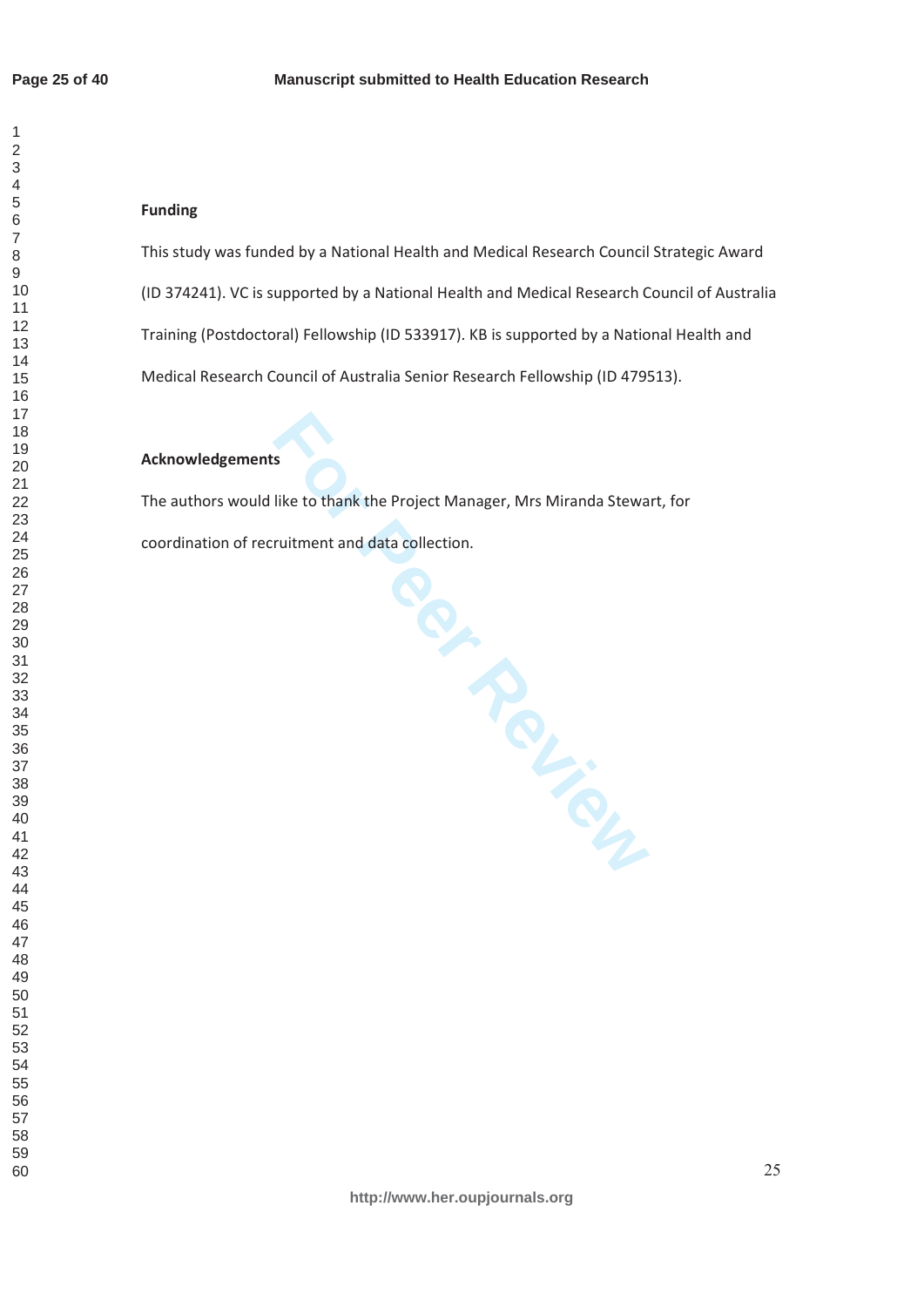**Funding**

This study was funded by a National Health and Medical Research Council Strategic Award (ID 374241). VC is supported by a National Health and Medical Research Council of Australia Training (Postdoctoral) Fellowship (ID 533917). KB is supported by a National Health and Medical Research Council of Australia Senior Research Fellowship (ID 479513).

**Acknowledgements**

The authors would like to thank the Project Manager, Mrs Miranda Stewart, for coordination of recruitment and data collection.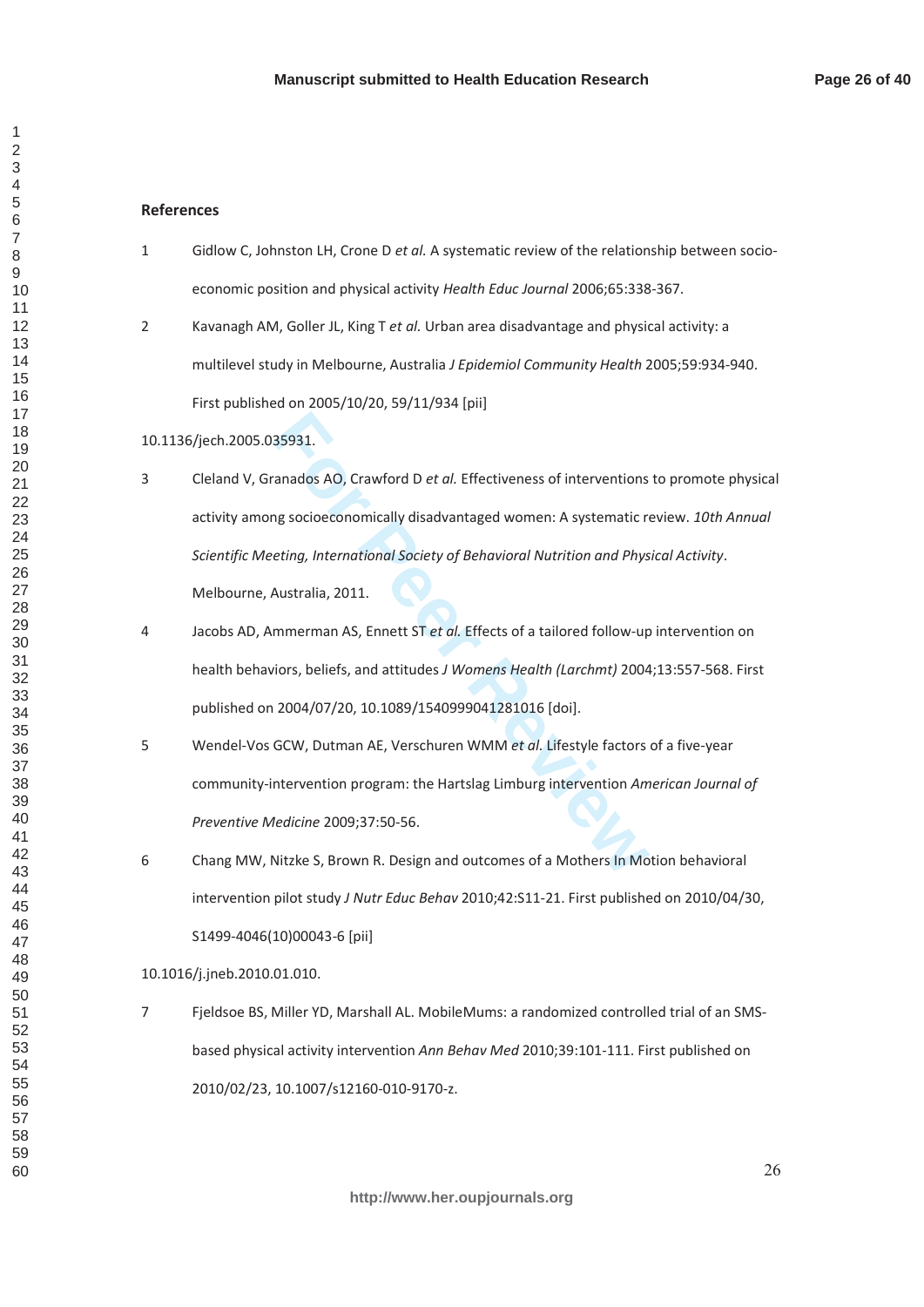**References**

1 Gidlow C, Johnston LH, Crone D *et al.* A systematic review of the relationship between socio-economic position and physical activity *Health Educ Journal* 2006;65:338-367.

2 Kavanagh AM, Goller JL, King T *et al.* Urban area disadvantage and physical activity: a multilevel study in Melbourne, Australia *J Epidemiol Community Health* 2005;59:934-940. First published on 2005/10/20, 59/11/934 [pii]

10.1136/jech.2005.035931.

3 Cleland V, Granados AO, Crawford D *et al.* Effectiveness of interventions to promote physical activity among socioeconomically disadvantaged women: A systematic review. *10th Annual Scientific Meeting, International Society of Behavioral Nutrition and Physical Activity*. Melbourne, Australia, 2011.

4 Jacobs AD, Ammerman AS, Ennett ST *et al.* Effects of a tailored follow-up intervention on health behaviors, beliefs, and attitudes *J Womens Health (Larchmt)* 2004;13:557-568. First published on 2004/07/20, 10.1089/1540999041281016 [doi].

5 Wendel-Vos GCW, Dutman AE, Verschuren WMM *et al.* Lifestyle factors of a five-year community-intervention program: the Hartslag Limburg intervention *American Journal of Preventive Medicine* 2009;37:50-56.

6 Chang MW, Nitzke S, Brown R. Design and outcomes of a Mothers In Motion behavioral intervention pilot study *J Nutr Educ Behav* 2010;42:S11-21. First published on 2010/04/30, S1499-4046(10)00043-6 [pii]

10.1016/j.jneb.2010.01.010.

7 Fjeldsoe BS, Miller YD, Marshall AL. MobileMums: a randomized controlled trial of an SMS-based physical activity intervention *Ann Behav Med* 2010;39:101-111. First published on 2010/02/23, 10.1007/s12160-010-9170-z.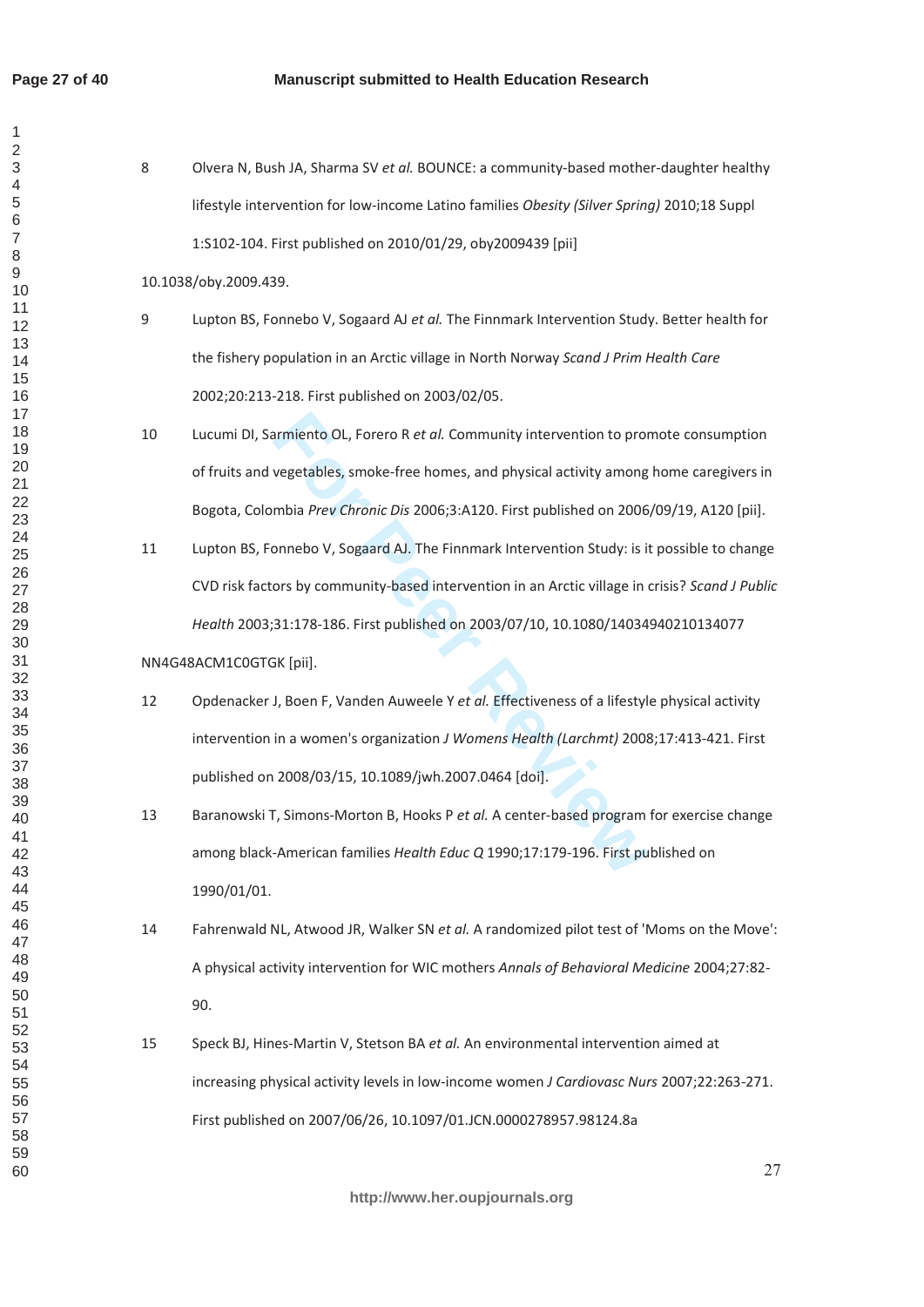8 Olvera N, Bush JA, Sharma SV *et al.* BOUNCE: a community-based mother-daughter healthy lifestyle intervention for low-income Latino families *Obesity (Silver Spring)* 2010;18 Suppl 1:S102-104. First published on 2010/01/29, oby2009439 [pii] 10.1038/oby.2009.439.

9 Lupton BS, Fonnebo V, Sogaard AJ *et al.* The Finnmark Intervention Study. Better health for the fishery population in an Arctic village in North Norway *Scand J Prim Health Care* 2002;20:213-218. First published on 2003/02/05.

10 Lucumi DI, Sarmiento OL, Forero R *et al.* Community intervention to promote consumption of fruits and vegetables, smoke-free homes, and physical activity among home caregivers in Bogota, Colombia *Prev Chronic Dis* 2006;3:A120. First published on 2006/09/19, A120 [pii].

11 Lupton BS, Fonnebo V, Sogaard AJ. The Finnmark Intervention Study: is it possible to change CVD risk factors by community-based intervention in an Arctic village in crisis? *Scand J Public Health* 2003;31:178-186. First published on 2003/07/10, 10.1080/14034940210134077 NN4G48ACM1C0GTGK [pii].

12 Opdenacker J, Boen F, Vanden Auweele Y *et al.* Effectiveness of a lifestyle physical activity intervention in a women's organization *J Womens Health (Larchmt)* 2008;17:413-421. First published on 2008/03/15, 10.1089/jwh.2007.0464 [doi].

13 Baranowski T, Simons-Morton B, Hooks P *et al.* A center-based program for exercise change among black-American families *Health Educ Q* 1990;17:179-196. First published on 1990/01/01.

14 Fahrenwald NL, Atwood JR, Walker SN *et al.* A randomized pilot test of 'Moms on the Move': A physical activity intervention for WIC mothers *Annals of Behavioral Medicine* 2004;27:82-90.

15 Speck BJ, Hines-Martin V, Stetson BA *et al.* An environmental intervention aimed at increasing physical activity levels in low-income women *J Cardiovasc Nurs* 2007;22:263-271. First published on 2007/06/26, 10.1097/01.JCN.0000278957.98124.8a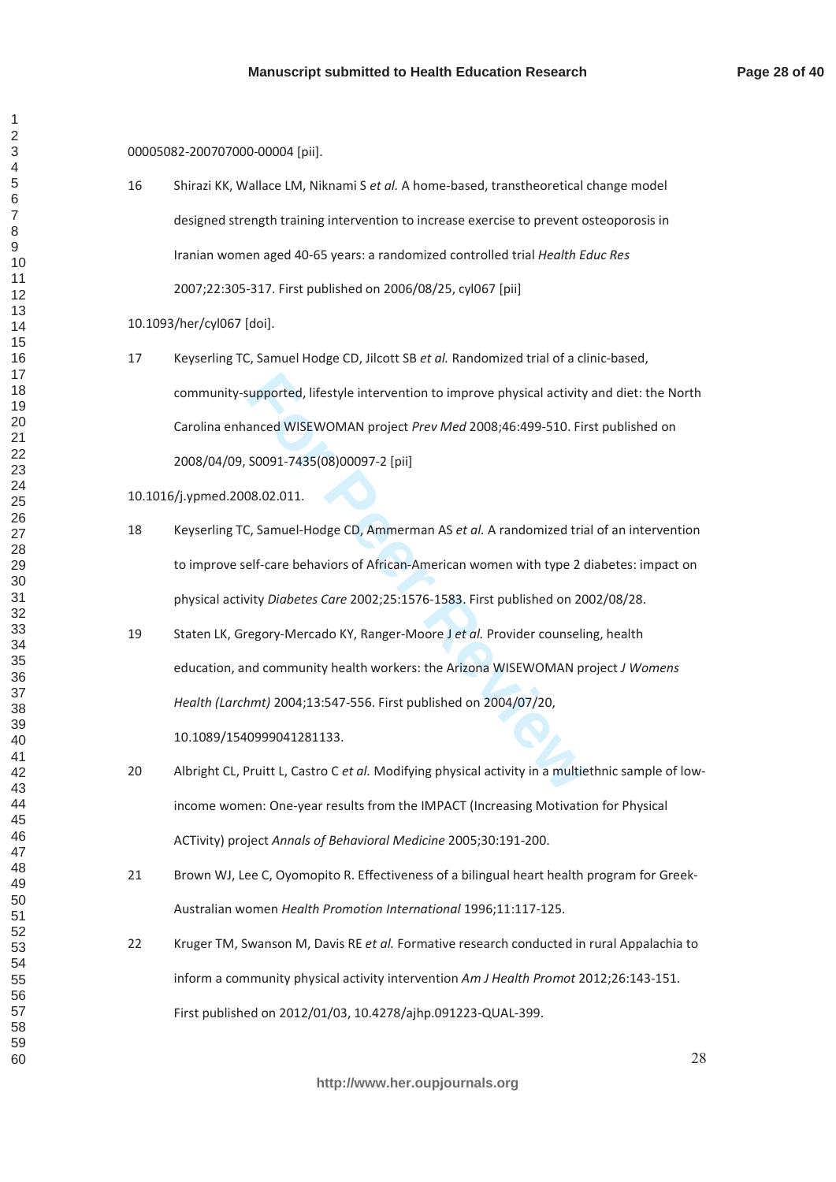00005082-200707000-00004 [pii].

16 Shirazi KK, Wallace LM, Niknami S *et al.* A home-based, transtheoretical change model designed strength training intervention to increase exercise to prevent osteoporosis in Iranian women aged 40-65 years: a randomized controlled trial *Health Educ Res* 2007;22:305-317. First published on 2006/08/25, cyl067 [pii]

10.1093/her/cyl067 [doi].

17 Keyserling TC, Samuel Hodge CD, Jilcott SB *et al.* Randomized trial of a clinic-based, community-supported, lifestyle intervention to improve physical activity and diet: the North Carolina enhanced WISEWOMAN project *Prev Med* 2008;46:499-510. First published on 2008/04/09, S0091-7435(08)00097-2 [pii]

10.1016/j.ypmed.2008.02.011.

18 Keyserling TC, Samuel-Hodge CD, Ammerman AS *et al.* A randomized trial of an intervention to improve self-care behaviors of African-American women with type 2 diabetes: impact on physical activity *Diabetes Care* 2002;25:1576-1583. First published on 2002/08/28.

19 Staten LK, Gregory-Mercado KY, Ranger-Moore J *et al.* Provider counseling, health education, and community health workers: the Arizona WISEWOMAN project *J Womens Health (Larchmt)* 2004;13:547-556. First published on 2004/07/20, 10.1089/1540999041281133.

20 Albright CL, Pruitt L, Castro C *et al.* Modifying physical activity in a multiethnic sample of low-income women: One-year results from the IMPACT (Increasing Motivation for Physical ACTivity) project *Annals of Behavioral Medicine* 2005;30:191-200.

21 Brown WJ, Lee C, Oyomopito R. Effectiveness of a bilingual heart health program for Greek-Australian women *Health Promotion International* 1996;11:117-125.

22 Kruger TM, Swanson M, Davis RE *et al.* Formative research conducted in rural Appalachia to inform a community physical activity intervention *Am J Health Promot* 2012;26:143-151. First published on 2012/01/03, 10.4278/ajhp.091223-QUAL-399.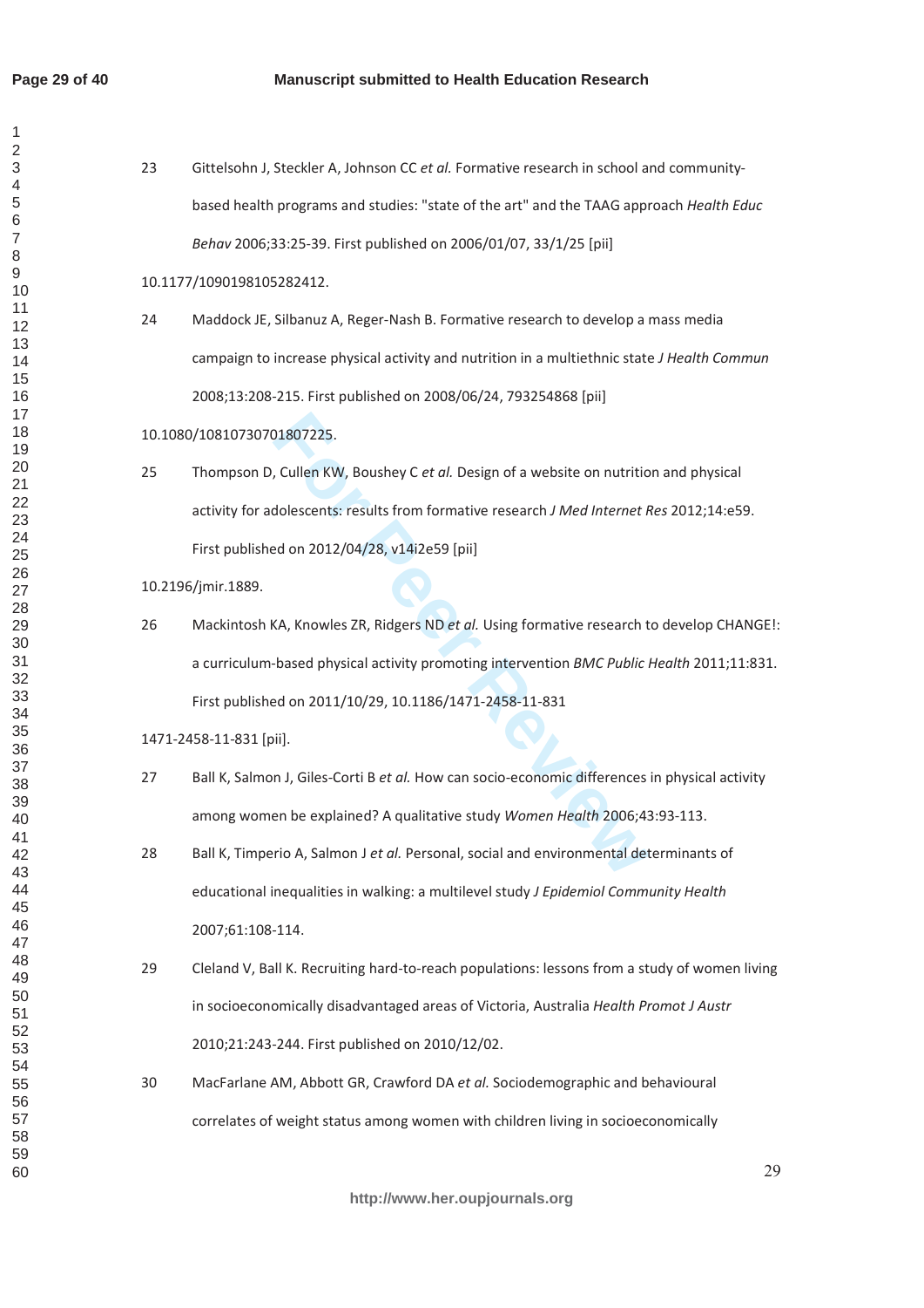23 Gittelsohn J, Steckler A, Johnson CC *et al.* Formative research in school and community-based health programs and studies: "state of the art" and the TAAG approach *Health Educ Behav* 2006;33:25-39. First published on 2006/01/07, 33/1/25 [pii]

10.1177/1090198105282412.

24 Maddock JE, Silbanuz A, Reger-Nash B. Formative research to develop a mass media campaign to increase physical activity and nutrition in a multiethnic state *J Health Commun* 2008;13:208-215. First published on 2008/06/24, 793254868 [pii]

10.1080/10810730701807225.

25 Thompson D, Cullen KW, Boushey C *et al.* Design of a website on nutrition and physical activity for adolescents: results from formative research *J Med Internet Res* 2012;14:e59. First published on 2012/04/28, v14i2e59 [pii]

10.2196/jmir.1889.

26 Mackintosh KA, Knowles ZR, Ridgers ND *et al.* Using formative research to develop CHANGE!: a curriculum-based physical activity promoting intervention *BMC Public Health* 2011;11:831. First published on 2011/10/29, 10.1186/1471-2458-11-831

1471-2458-11-831 [pii].

27 Ball K, Salmon J, Giles-Corti B *et al.* How can socio-economic differences in physical activity among women be explained? A qualitative study *Women Health* 2006;43:93-113.

28 Ball K, Timperio A, Salmon J *et al.* Personal, social and environmental determinants of educational inequalities in walking: a multilevel study *J Epidemiol Community Health* 2007;61:108-114.

29 Cleland V, Ball K. Recruiting hard-to-reach populations: lessons from a study of women living in socioeconomically disadvantaged areas of Victoria, Australia *Health Promot J Austr* 2010;21:243-244. First published on 2010/12/02.

30 MacFarlane AM, Abbott GR, Crawford DA *et al.* Sociodemographic and behavioural correlates of weight status among women with children living in socioeconomically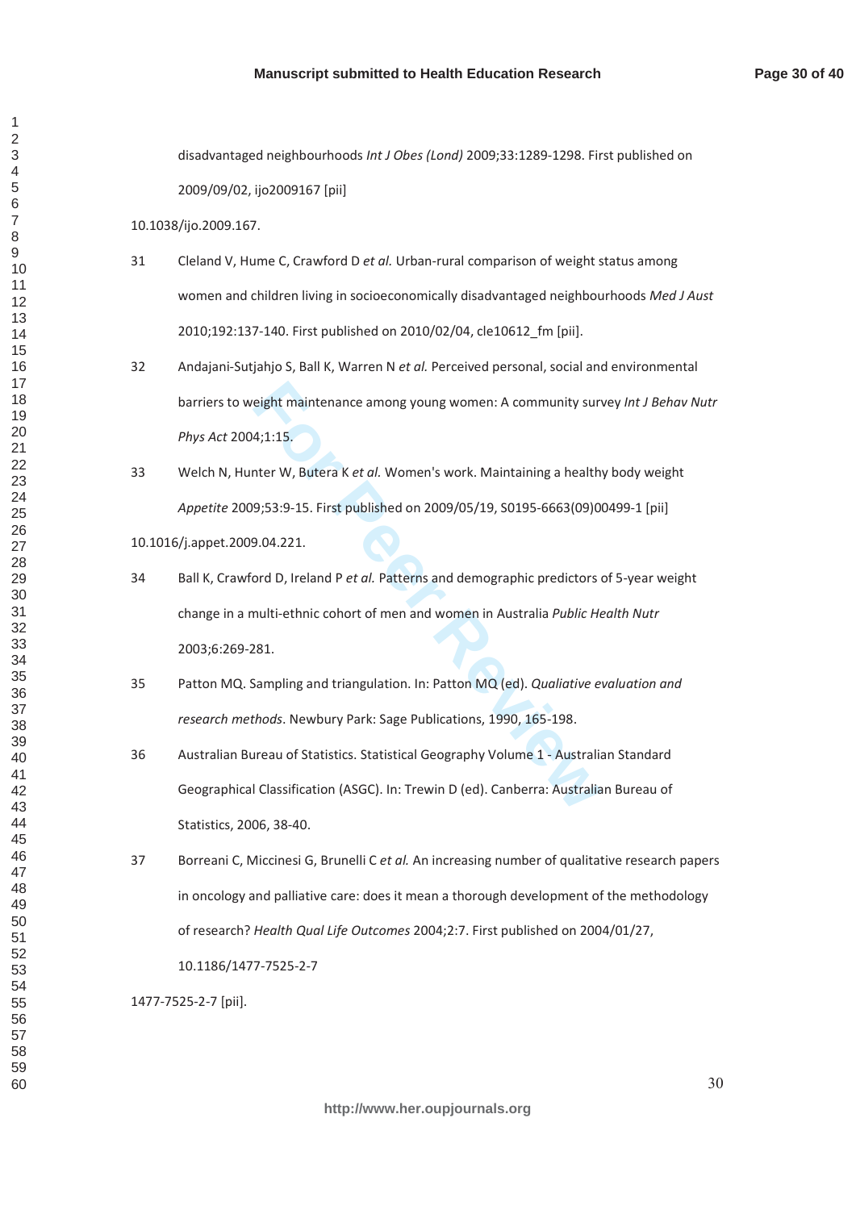disadvantaged neighbourhoods *Int J Obes (Lond)* 2009;33:1289-1298. First published on 2009/09/02, ijo2009167 [pii]

10.1038/ijo.2009.167.

31 Cleland V, Hume C, Crawford D *et al.* Urban-rural comparison of weight status among women and children living in socioeconomically disadvantaged neighbourhoods *Med J Aust* 2010;192:137-140. First published on 2010/02/04, cle10612_fm [pii].

32 Andajani-Sutjahjo S, Ball K, Warren N *et al.* Perceived personal, social and environmental barriers to weight maintenance among young women: A community survey *Int J Behav Nutr Phys Act* 2004;1:15.

33 Welch N, Hunter W, Butera K *et al.* Women's work. Maintaining a healthy body weight *Appetite* 2009;53:9-15. First published on 2009/05/19, S0195-6663(09)00499-1 [pii]

10.1016/j.appet.2009.04.221.

34 Ball K, Crawford D, Ireland P *et al.* Patterns and demographic predictors of 5-year weight change in a multi-ethnic cohort of men and women in Australia *Public Health Nutr* 2003;6:269-281.

35 Patton MQ. Sampling and triangulation. In: Patton MQ (ed). *Qualiative evaluation and research methods*. Newbury Park: Sage Publications, 1990, 165-198.

36 Australian Bureau of Statistics. Statistical Geography Volume 1 - Australian Standard Geographical Classification (ASGC). In: Trewin D (ed). Canberra: Australian Bureau of Statistics, 2006, 38-40.

37 Borreani C, Miccinesi G, Brunelli C *et al.* An increasing number of qualitative research papers in oncology and palliative care: does it mean a thorough development of the methodology of research? *Health Qual Life Outcomes* 2004;2:7. First published on 2004/01/27, 10.1186/1477-7525-2-7

1477-7525-2-7 [pii].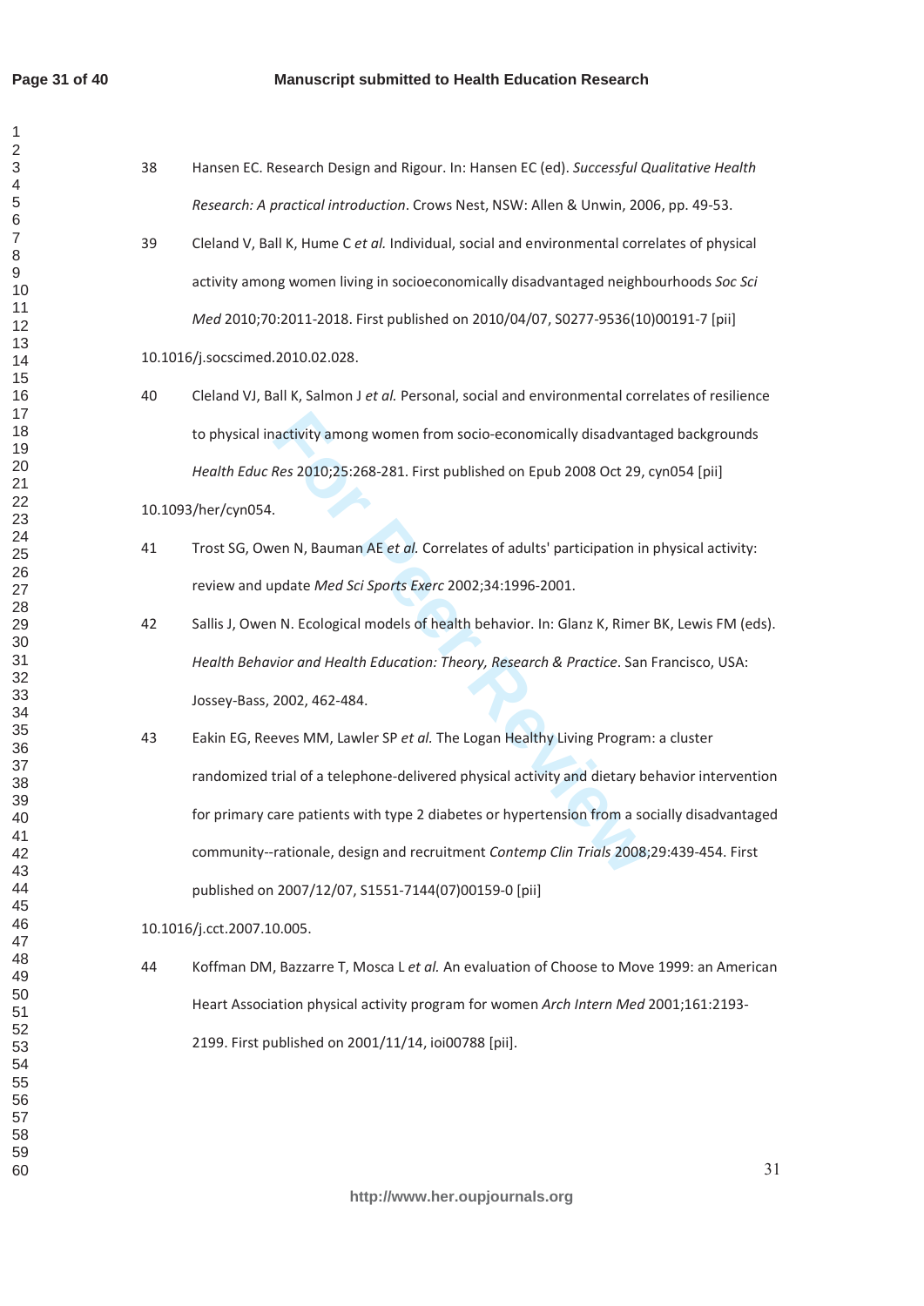38 Hansen EC. Research Design and Rigour. In: Hansen EC (ed). *Successful Qualitative Health Research: A practical introduction*. Crows Nest, NSW: Allen & Unwin, 2006, pp. 49-53.

39 Cleland V, Ball K, Hume C *et al.* Individual, social and environmental correlates of physical activity among women living in socioeconomically disadvantaged neighbourhoods *Soc Sci Med* 2010;70:2011-2018. First published on 2010/04/07, S0277-9536(10)00191-7 [pii] 10.1016/j.socscimed.2010.02.028.

40 Cleland VJ, Ball K, Salmon J *et al.* Personal, social and environmental correlates of resilience to physical inactivity among women from socio-economically disadvantaged backgrounds *Health Educ Res* 2010;25:268-281. First published on Epub 2008 Oct 29, cyn054 [pii] 10.1093/her/cyn054.

41 Trost SG, Owen N, Bauman AE *et al.* Correlates of adults' participation in physical activity: review and update *Med Sci Sports Exerc* 2002;34:1996-2001.

42 Sallis J, Owen N. Ecological models of health behavior. In: Glanz K, Rimer BK, Lewis FM (eds). *Health Behavior and Health Education: Theory, Research & Practice*. San Francisco, USA: Jossey-Bass, 2002, 462-484.

43 Eakin EG, Reeves MM, Lawler SP *et al.* The Logan Healthy Living Program: a cluster randomized trial of a telephone-delivered physical activity and dietary behavior intervention for primary care patients with type 2 diabetes or hypertension from a socially disadvantaged community--rationale, design and recruitment *Contemp Clin Trials* 2008;29:439-454. First published on 2007/12/07, S1551-7144(07)00159-0 [pii] 10.1016/j.cct.2007.10.005.

44 Koffman DM, Bazzarre T, Mosca L *et al.* An evaluation of Choose to Move 1999: an American Heart Association physical activity program for women *Arch Intern Med* 2001;161:2193-2199. First published on 2001/11/14, ioi00788 [pii].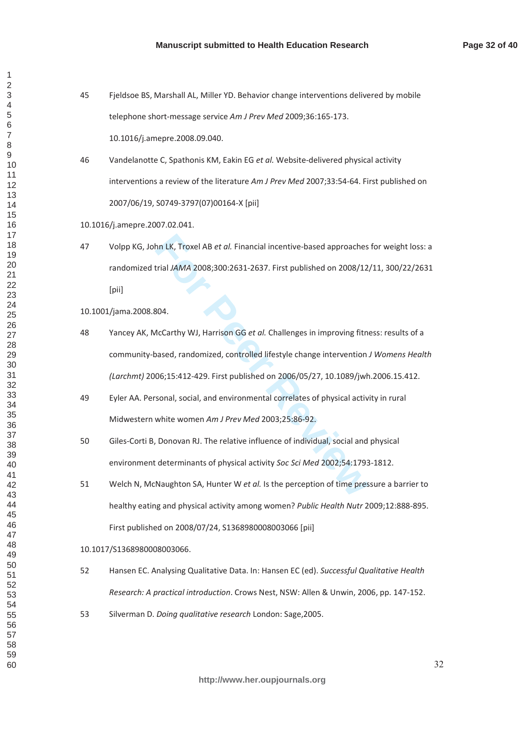45 Fjeldsoe BS, Marshall AL, Miller YD. Behavior change interventions delivered by mobile telephone short-message service *Am J Prev Med* 2009;36:165-173. 10.1016/j.amepre.2008.09.040.

46 Vandelanotte C, Spathonis KM, Eakin EG *et al.* Website-delivered physical activity interventions a review of the literature *Am J Prev Med* 2007;33:54-64. First published on 2007/06/19, S0749-3797(07)00164-X [pii]

10.1016/j.amepre.2007.02.041.

47 Volpp KG, John LK, Troxel AB *et al.* Financial incentive-based approaches for weight loss: a randomized trial *JAMA* 2008;300:2631-2637. First published on 2008/12/11, 300/22/2631 [pii]

10.1001/jama.2008.804.

48 Yancey AK, McCarthy WJ, Harrison GG *et al.* Challenges in improving fitness: results of a community-based, randomized, controlled lifestyle change intervention *J Womens Health (Larchmt)* 2006;15:412-429. First published on 2006/05/27, 10.1089/jwh.2006.15.412.

49 Eyler AA. Personal, social, and environmental correlates of physical activity in rural Midwestern white women *Am J Prev Med* 2003;25:86-92.

50 Giles-Corti B, Donovan RJ. The relative influence of individual, social and physical environment determinants of physical activity *Soc Sci Med* 2002;54:1793-1812.

51 Welch N, McNaughton SA, Hunter W *et al.* Is the perception of time pressure a barrier to healthy eating and physical activity among women? *Public Health Nutr* 2009;12:888-895. First published on 2008/07/24, S1368980008003066 [pii]

10.1017/S1368980008003066.

52 Hansen EC. Analysing Qualitative Data. In: Hansen EC (ed). *Successful Qualitative Health Research: A practical introduction*. Crows Nest, NSW: Allen & Unwin, 2006, pp. 147-152.

53 Silverman D. *Doing qualitative research* London: Sage,2005.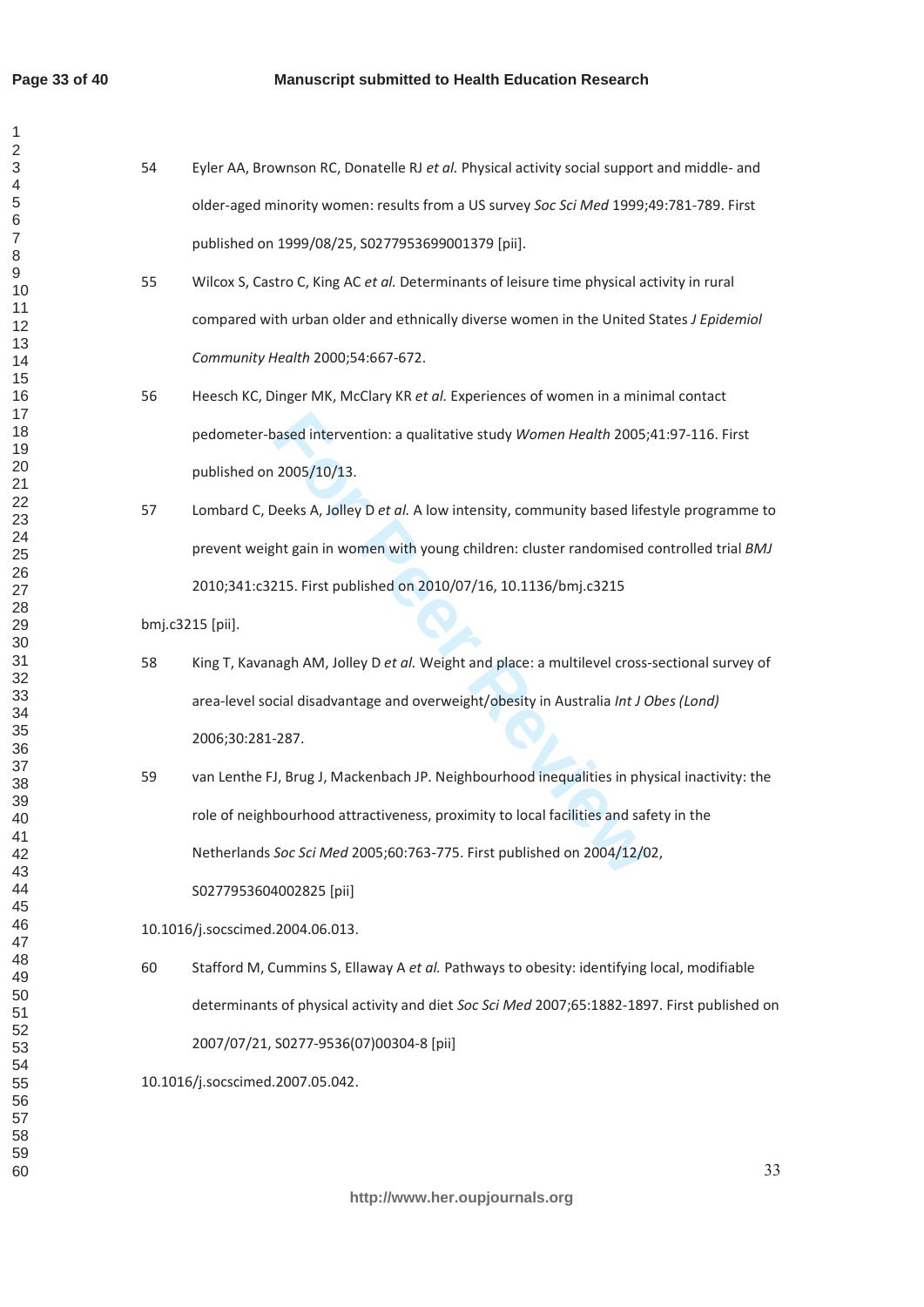54 Eyler AA, Brownson RC, Donatelle RJ *et al.* Physical activity social support and middle- and older-aged minority women: results from a US survey *Soc Sci Med* 1999;49:781-789. First published on 1999/08/25, S0277953699001379 [pii].

55 Wilcox S, Castro C, King AC *et al.* Determinants of leisure time physical activity in rural compared with urban older and ethnically diverse women in the United States *J Epidemiol Community Health* 2000;54:667-672.

56 Heesch KC, Dinger MK, McClary KR *et al.* Experiences of women in a minimal contact pedometer-based intervention: a qualitative study *Women Health* 2005;41:97-116. First published on 2005/10/13.

57 Lombard C, Deeks A, Jolley D *et al.* A low intensity, community based lifestyle programme to prevent weight gain in women with young children: cluster randomised controlled trial *BMJ* 2010;341:c3215. First published on 2010/07/16, 10.1136/bmj.c3215

bmj.c3215 [pii].

58 King T, Kavanagh AM, Jolley D *et al.* Weight and place: a multilevel cross-sectional survey of area-level social disadvantage and overweight/obesity in Australia *Int J Obes (Lond)* 2006;30:281-287.

59 van Lenthe FJ, Brug J, Mackenbach JP. Neighbourhood inequalities in physical inactivity: the role of neighbourhood attractiveness, proximity to local facilities and safety in the Netherlands *Soc Sci Med* 2005;60:763-775. First published on 2004/12/02, S0277953604002825 [pii]

10.1016/j.socscimed.2004.06.013.

60 Stafford M, Cummins S, Ellaway A *et al.* Pathways to obesity: identifying local, modifiable determinants of physical activity and diet *Soc Sci Med* 2007;65:1882-1897. First published on 2007/07/21, S0277-9536(07)00304-8 [pii]

10.1016/j.socscimed.2007.05.042.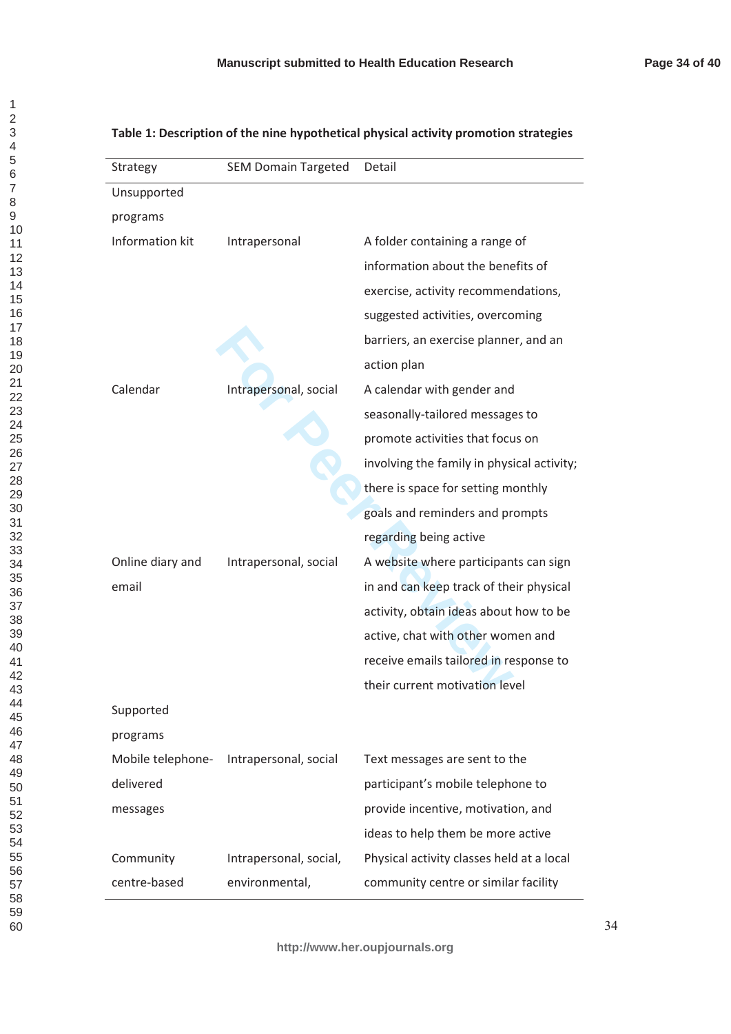**Table 1: Description of the nine hypothetical physical activity promotion strategies**

| Strategy | SEM Domain Targeted | Detail |
|---|---|---|
| Unsupported programs | | |
| Information kit | Intrapersonal | A folder containing a range of information about the benefits of exercise, activity recommendations, suggested activities, overcoming barriers, an exercise planner, and an action plan |
| Calendar | Intrapersonal, social | A calendar with gender and seasonally-tailored messages to promote activities that focus on involving the family in physical activity; there is space for setting monthly goals and reminders and prompts regarding being active |
| Online diary and email | Intrapersonal, social | A website where participants can sign in and can keep track of their physical activity, obtain ideas about how to be active, chat with other women and receive emails tailored in response to their current motivation level |
| Supported programs | | |
| Mobile telephone-delivered messages | Intrapersonal, social | Text messages are sent to the participant's mobile telephone to provide incentive, motivation, and ideas to help them be more active |
| Community centre-based | Intrapersonal, social, environmental, | Physical activity classes held at a local community centre or similar facility |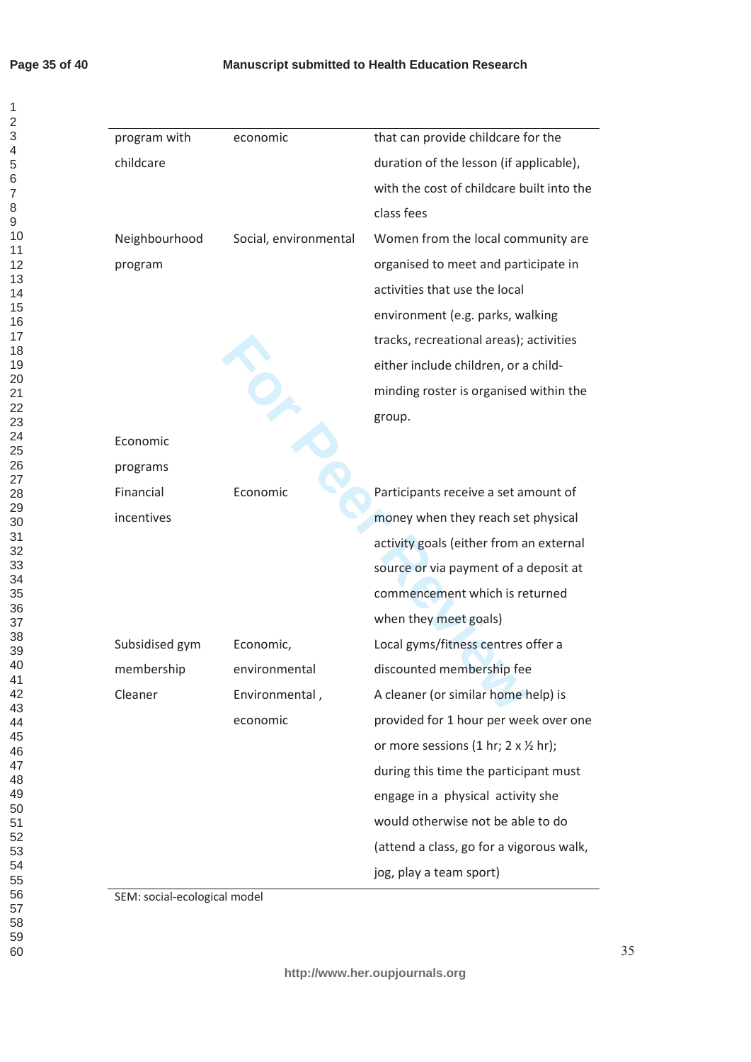| | | |
|---|---|---|
| program with childcare | economic | that can provide childcare for the duration of the lesson (if applicable), with the cost of childcare built into the class fees |
| Neighbourhood program | Social, environmental | Women from the local community are organised to meet and participate in activities that use the local environment (e.g. parks, walking tracks, recreational areas); activities either include children, or a child-minding roster is organised within the group. |
| Economic programs | | |
| Financial incentives | Economic | Participants receive a set amount of money when they reach set physical activity goals (either from an external source or via payment of a deposit at commencement which is returned when they meet goals) |
| Subsidised gym membership | Economic, environmental | Local gyms/fitness centres offer a discounted membership fee |
| Cleaner | Environmental , economic | A cleaner (or similar home help) is provided for 1 hour per week over one or more sessions (1 hr; 2 x ½ hr); during this time the participant must engage in a physical activity she would otherwise not be able to do (attend a class, go for a vigorous walk, jog, play a team sport) |

SEM: social-ecological model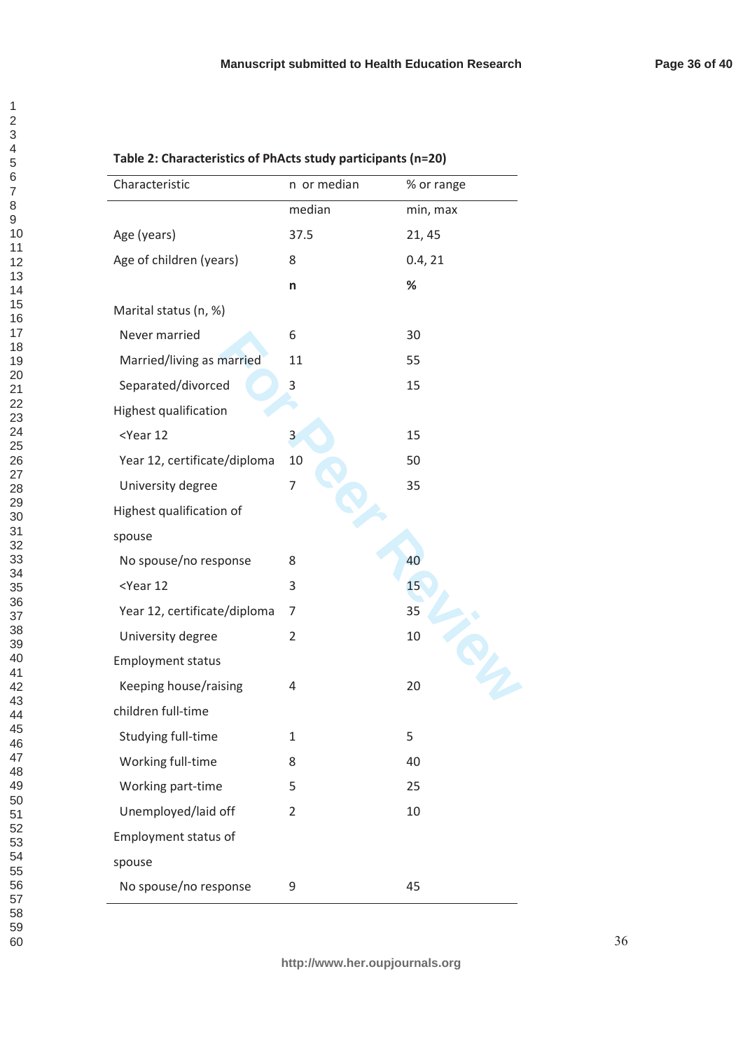**Table 2: Characteristics of PhActs study participants (n=20)**

| Characteristic | n or median | % or range |
|---|---|---|
| | median | min, max |
| Age (years) | 37.5 | 21, 45 |
| Age of children (years) | 8 | 0.4, 21 |
| | **n** | **%** |
| Marital status (n, %) | | |
| Never married | 6 | 30 |
| Married/living as married | 11 | 55 |
| Separated/divorced | 3 | 15 |
| Highest qualification | | |
| <Year 12 | 3 | 15 |
| Year 12, certificate/diploma | 10 | 50 |
| University degree | 7 | 35 |
| Highest qualification of spouse | | |
| No spouse/no response | 8 | 40 |
| <Year 12 | 3 | 15 |
| Year 12, certificate/diploma | 7 | 35 |
| University degree | 2 | 10 |
| Employment status | | |
| Keeping house/raising children full-time | 4 | 20 |
| Studying full-time | 1 | 5 |
| Working full-time | 8 | 40 |
| Working part-time | 5 | 25 |
| Unemployed/laid off | 2 | 10 |
| Employment status of spouse | | |
| No spouse/no response | 9 | 45 |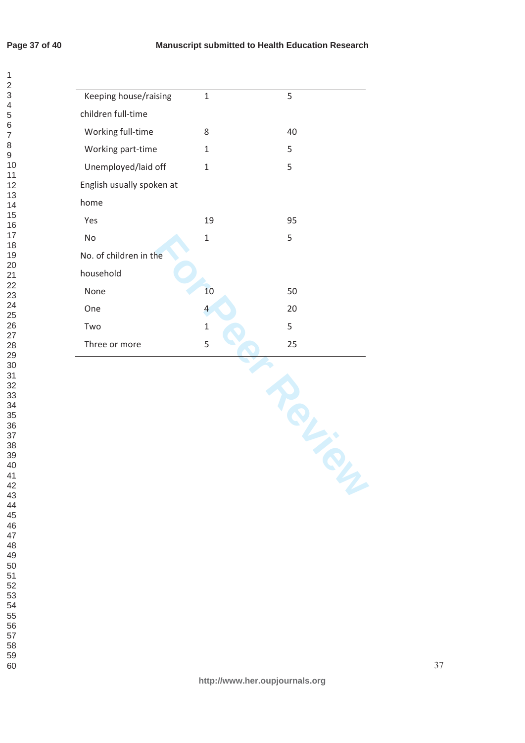| | | |
|---|---|---|
| Keeping house/raising children full-time | 1 | 5 |
| Working full-time | 8 | 40 |
| Working part-time | 1 | 5 |
| Unemployed/laid off | 1 | 5 |
| English usually spoken at home | | |
| Yes | 19 | 95 |
| No | 1 | 5 |
| No. of children in the household | | |
| None | 10 | 50 |
| One | 4 | 20 |
| Two | 1 | 5 |
| Three or more | 5 | 25 |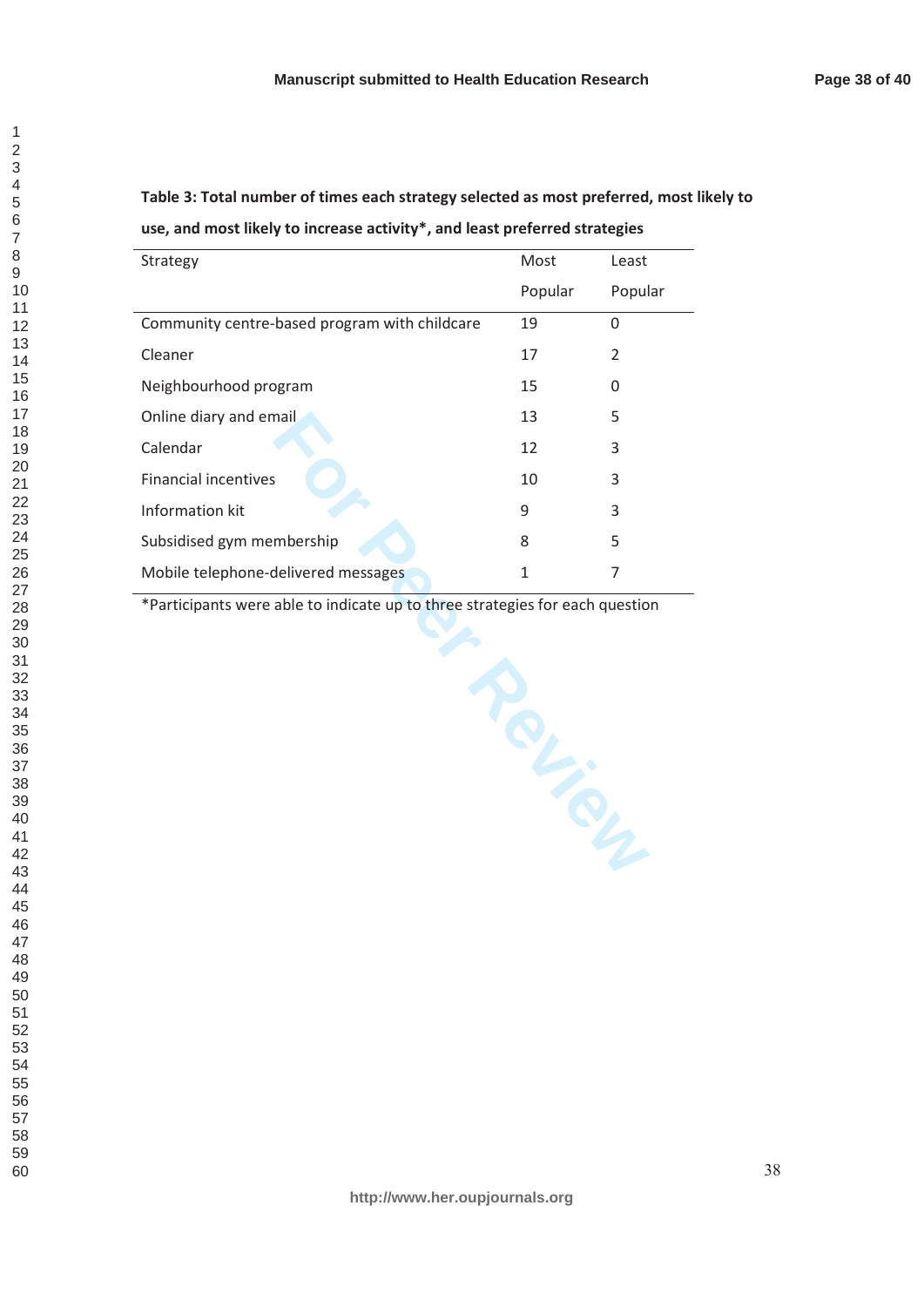**Table 3: Total number of times each strategy selected as most preferred, most likely to use, and most likely to increase activity*, and least preferred strategies**

| Strategy | Most Popular | Least Popular |
|---|---|---|
| Community centre-based program with childcare | 19 | 0 |
| Cleaner | 17 | 2 |
| Neighbourhood program | 15 | 0 |
| Online diary and email | 13 | 5 |
| Calendar | 12 | 3 |
| Financial incentives | 10 | 3 |
| Information kit | 9 | 3 |
| Subsidised gym membership | 8 | 5 |
| Mobile telephone-delivered messages | 1 | 7 |

*Participants were able to indicate up to three strategies for each question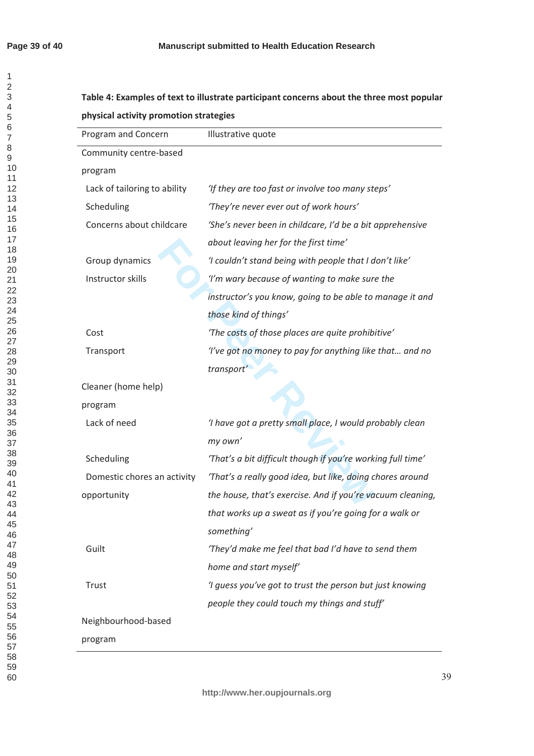**Table 4: Examples of text to illustrate participant concerns about the three most popular physical activity promotion strategies**

| Program and Concern | Illustrative quote |
|---|---|
| Community centre-based program | |
| Lack of tailoring to ability | *'If they are too fast or involve too many steps'* |
| Scheduling | *'They're never ever out of work hours'* |
| Concerns about childcare | *'She's never been in childcare, I'd be a bit apprehensive about leaving her for the first time'* |
| Group dynamics | *'I couldn't stand being with people that I don't like'* |
| Instructor skills | *'I'm wary because of wanting to make sure the instructor's you know, going to be able to manage it and those kind of things'* |
| Cost | *'The costs of those places are quite prohibitive'* |
| Transport | *'I've got no money to pay for anything like that… and no transport'* |
| Cleaner (home help) program | |
| Lack of need | *'I have got a pretty small place, I would probably clean my own'* |
| Scheduling | *'That's a bit difficult though if you're working full time'* |
| Domestic chores an activity opportunity | *'That's a really good idea, but like, doing chores around the house, that's exercise. And if you're vacuum cleaning, that works up a sweat as if you're going for a walk or something'* |
| Guilt | *'They'd make me feel that bad I'd have to send them home and start myself'* |
| Trust | *'I guess you've got to trust the person but just knowing people they could touch my things and stuff'* |
| Neighbourhood-based program | |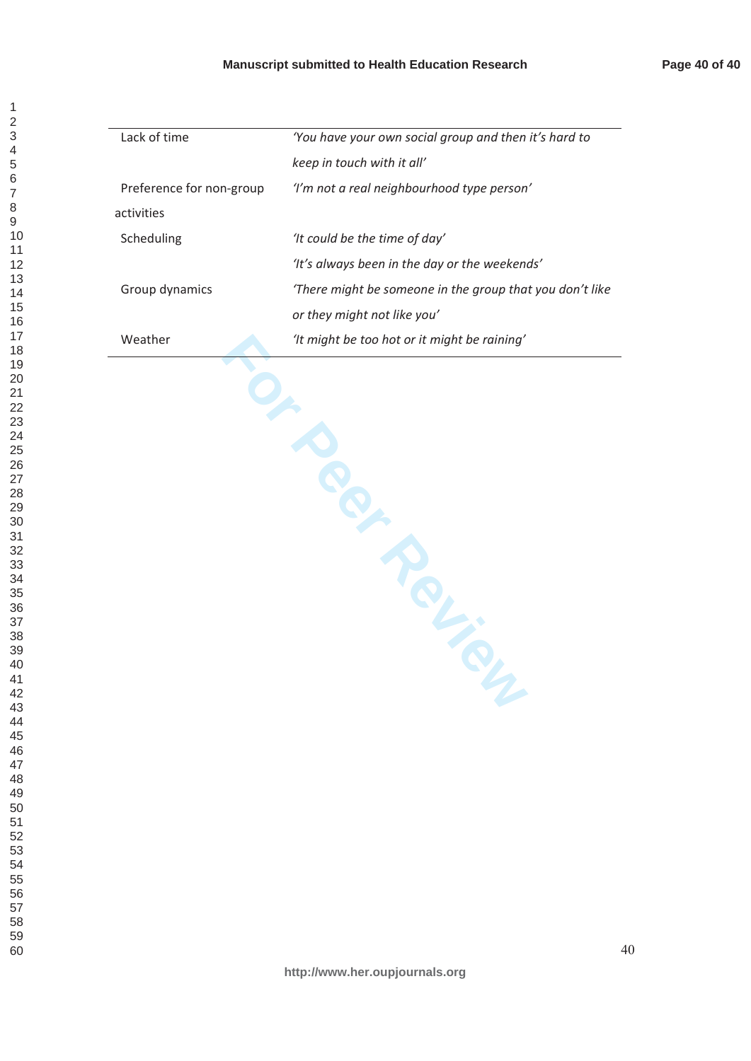| | |
|---|---|
| Lack of time | *'You have your own social group and then it's hard to keep in touch with it all'* |
| Preference for non-group activities | *'I'm not a real neighbourhood type person'* |
| Scheduling | *'It could be the time of day'*<br>*'It's always been in the day or the weekends'* |
| Group dynamics | *'There might be someone in the group that you don't like or they might not like you'* |
| Weather | *'It might be too hot or it might be raining'* |